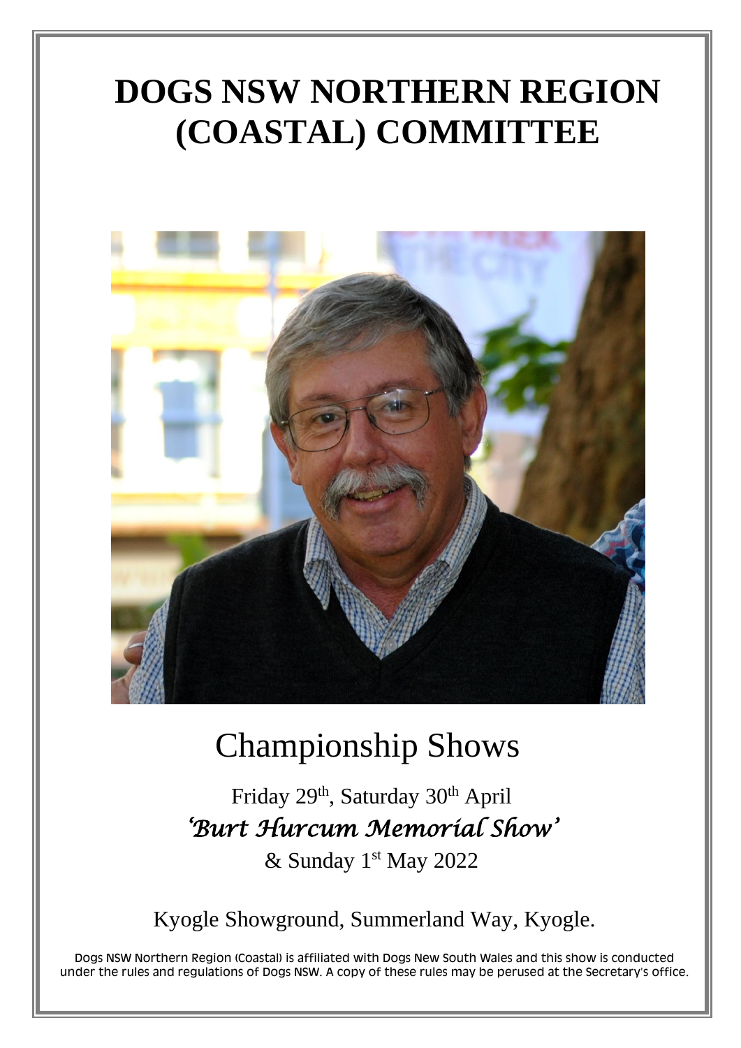# DOGS NSW NORTHERN REGION (COASTAL) COMMITTEE

## Championship Shows

Friday 29th, Saturday 30th April

*'Burt Hurcum Memorial Show'*

& Sunday 1st May 2022

Kyogle Showground, Summerland Way, Kyogle.

Dogs NSW Northern Region (Coastal) is affiliated with Dogs New South Wales and this show is conducted under the rules and regulations of Dogs NSW. A copy of these rules may be perused at the Secretary's office.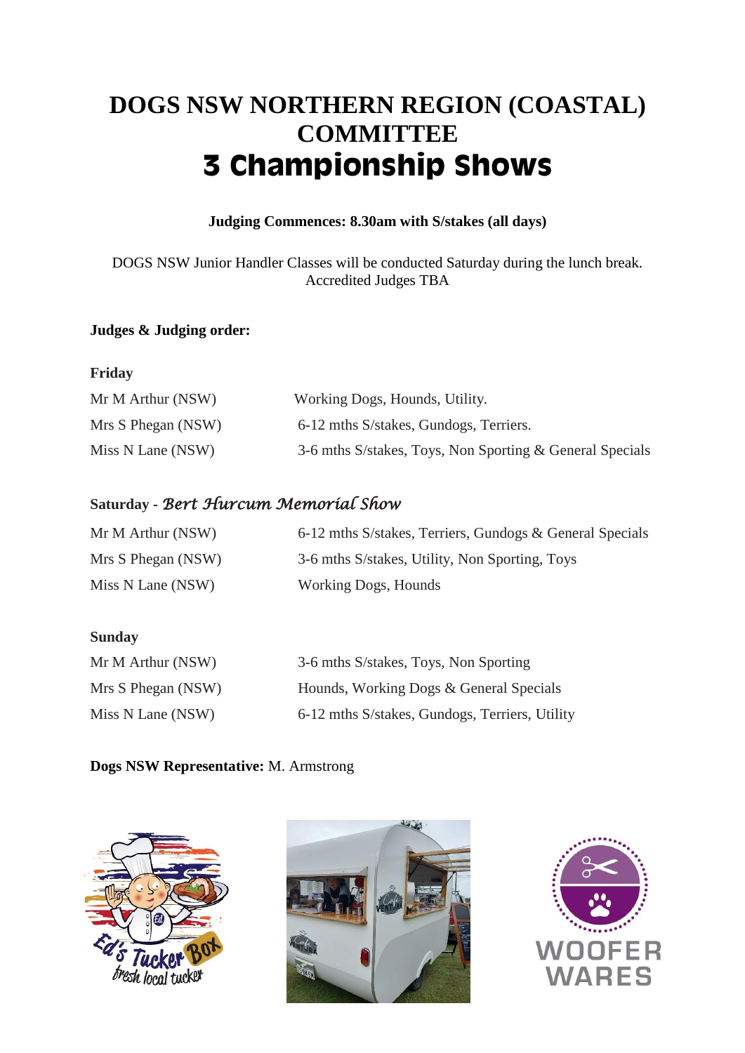# DOGS NSW NORTHERN REGION (COASTAL) COMMITTEE

# 3 Championship Shows

**Judging Commences: 8.30am with S/stakes (all days)**

DOGS NSW Junior Handler Classes will be conducted Saturday during the lunch break.
Accredited Judges TBA

**Judges & Judging order:**

**Friday**

| | |
|---|---|
| Mr M Arthur (NSW) | Working Dogs, Hounds, Utility. |
| Mrs S Phegan (NSW) | 6-12 mths S/stakes, Gundogs, Terriers. |
| Miss N Lane (NSW) | 3-6 mths S/stakes, Toys, Non Sporting & General Specials |

**Saturday** - *Bert Hurcum Memorial Show*

| | |
|---|---|
| Mr M Arthur (NSW) | 6-12 mths S/stakes, Terriers, Gundogs & General Specials |
| Mrs S Phegan (NSW) | 3-6 mths S/stakes, Utility, Non Sporting, Toys |
| Miss N Lane (NSW) | Working Dogs, Hounds |

**Sunday**

| | |
|---|---|
| Mr M Arthur (NSW) | 3-6 mths S/stakes, Toys, Non Sporting |
| Mrs S Phegan (NSW) | Hounds, Working Dogs & General Specials |
| Miss N Lane (NSW) | 6-12 mths S/stakes, Gundogs, Terriers, Utility |

**Dogs NSW Representative:** M. Armstrong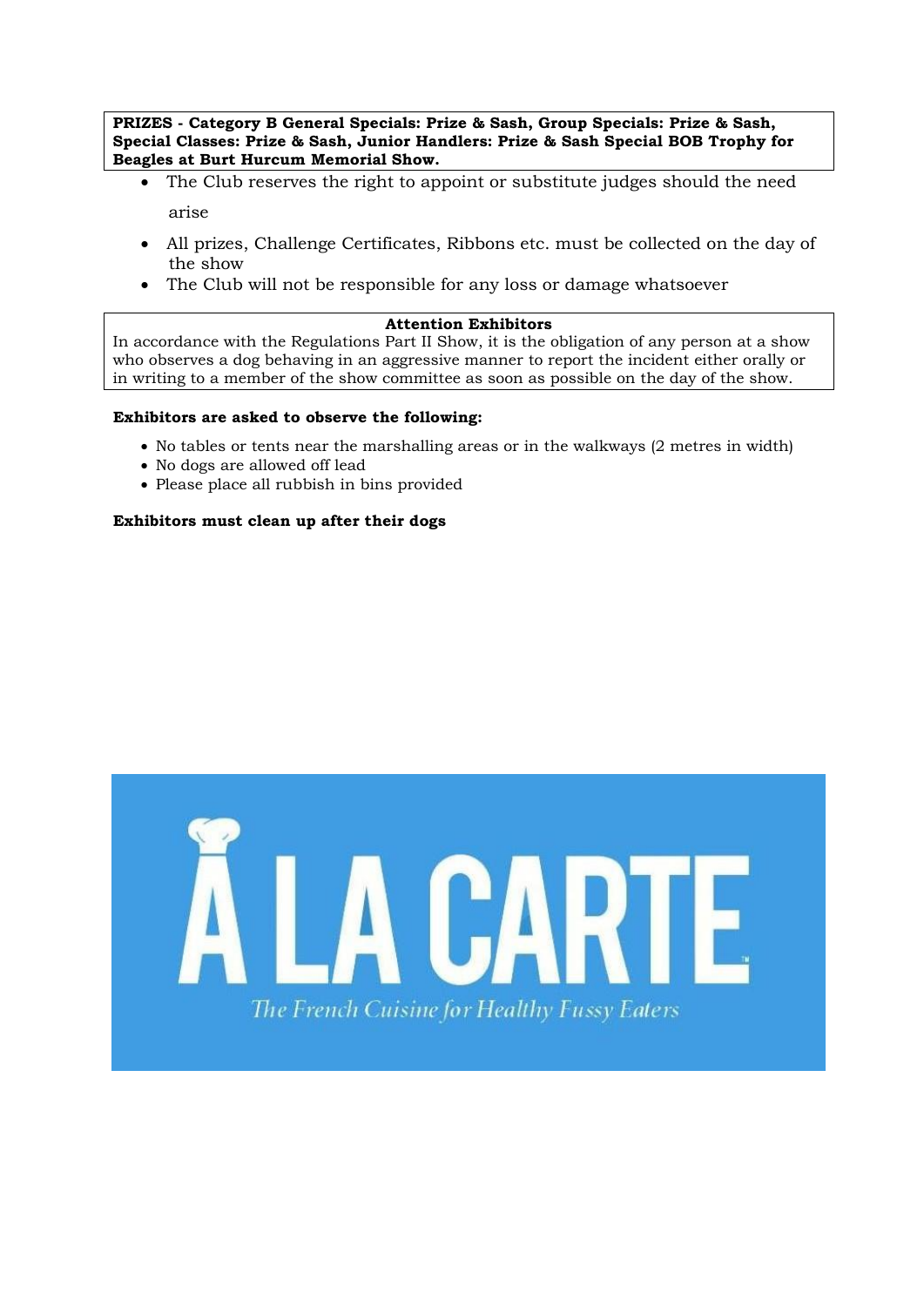**PRIZES - Category B General Specials: Prize & Sash, Group Specials: Prize & Sash, Special Classes: Prize & Sash, Junior Handlers: Prize & Sash Special BOB Trophy for Beagles at Burt Hurcum Memorial Show.**

- The Club reserves the right to appoint or substitute judges should the need arise
- All prizes, Challenge Certificates, Ribbons etc. must be collected on the day of the show
- The Club will not be responsible for any loss or damage whatsoever

**Attention Exhibitors**

In accordance with the Regulations Part II Show, it is the obligation of any person at a show who observes a dog behaving in an aggressive manner to report the incident either orally or in writing to a member of the show committee as soon as possible on the day of the show.

**Exhibitors are asked to observe the following:**

- No tables or tents near the marshalling areas or in the walkways (2 metres in width)
- No dogs are allowed off lead
- Please place all rubbish in bins provided

**Exhibitors must clean up after their dogs**

À LA CARTE™

*The French Cuisine for Healthy Fussy Eaters*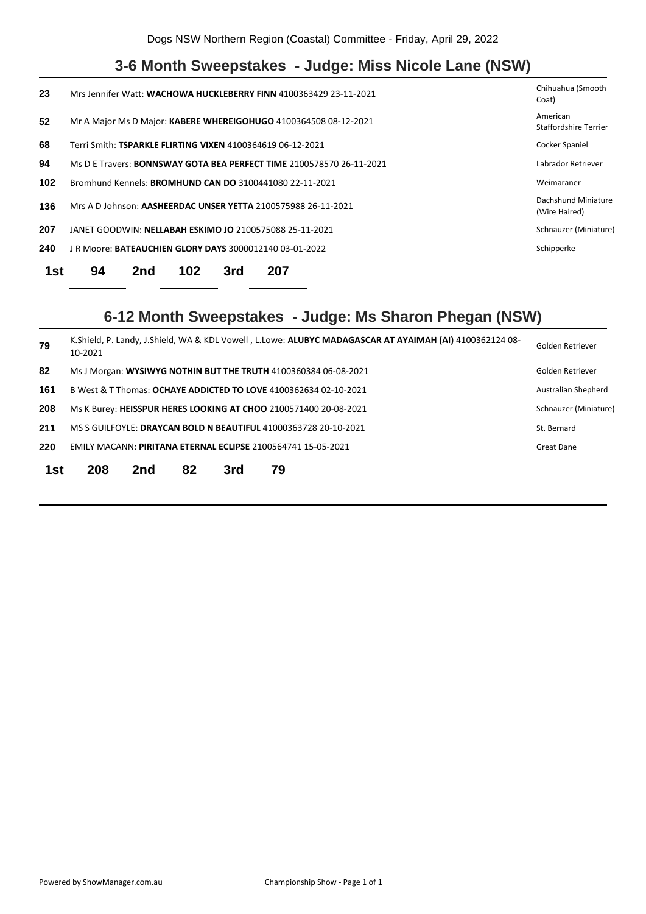## 3-6 Month Sweepstakes - Judge: Miss Nicole Lane (NSW)

| | | |
|---|---|---|
| 23 | Mrs Jennifer Watt: **WACHOWA HUCKLEBERRY FINN** 4100363429 23-11-2021 | Chihuahua (Smooth Coat) |
| 52 | Mr A Major Ms D Major: **KABERE WHEREIGOHUGO** 4100364508 08-12-2021 | American Staffordshire Terrier |
| 68 | Terri Smith: **TSPARKLE FLIRTING VIXEN** 4100364619 06-12-2021 | Cocker Spaniel |
| 94 | Ms D E Travers: **BONNSWAY GOTA BEA PERFECT TIME** 2100578570 26-11-2021 | Labrador Retriever |
| 102 | Bromhund Kennels: **BROMHUND CAN DO** 3100441080 22-11-2021 | Weimaraner |
| 136 | Mrs A D Johnson: **AASHEERDAC UNSER YETTA** 2100575988 26-11-2021 | Dachshund Miniature (Wire Haired) |
| 207 | JANET GOODWIN: **NELLABAH ESKIMO JO** 2100575088 25-11-2021 | Schnauzer (Miniature) |
| 240 | J R Moore: **BATEAUCHIEN GLORY DAYS** 3000012140 03-01-2022 | Schipperke |

**1st** 94 **2nd** 102 **3rd** 207

## 6-12 Month Sweepstakes - Judge: Ms Sharon Phegan (NSW)

| | | |
|---|---|---|
| 79 | K.Shield, P. Landy, J.Shield, WA & KDL Vowell , L.Lowe: **ALUBYC MADAGASCAR AT AYAIMAH (AI)** 4100362124 08-10-2021 | Golden Retriever |
| 82 | Ms J Morgan: **WYSIWYG NOTHIN BUT THE TRUTH** 4100360384 06-08-2021 | Golden Retriever |
| 161 | B West & T Thomas: **OCHAYE ADDICTED TO LOVE** 4100362634 02-10-2021 | Australian Shepherd |
| 208 | Ms K Burey: **HEISSPUR HERES LOOKING AT CHOO** 2100571400 20-08-2021 | Schnauzer (Miniature) |
| 211 | MS S GUILFOYLE: **DRAYCAN BOLD N BEAUTIFUL** 41000363728 20-10-2021 | St. Bernard |
| 220 | EMILY MACANN: **PIRITANA ETERNAL ECLIPSE** 2100564741 15-05-2021 | Great Dane |

**1st** 208 **2nd** 82 **3rd** 79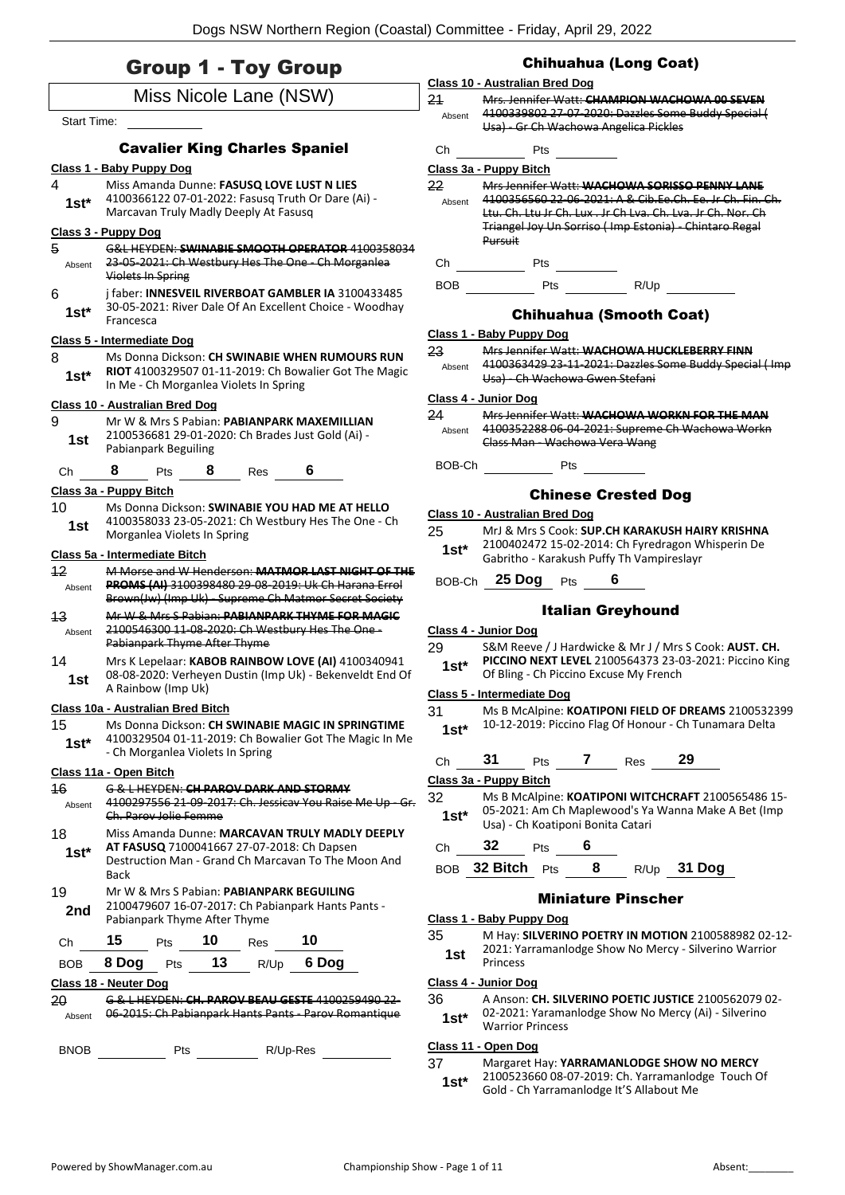# Group 1 - Toy Group

Miss Nicole Lane (NSW)

Start Time:

### Cavalier King Charles Spaniel

**Class 1 - Baby Puppy Dog**

4 — 1st* — Miss Amanda Dunne: **FASUSQ LOVE LUST N LIES** 4100366122 07-01-2022: Fasusq Truth Or Dare (Ai) - Marcavan Truly Madly Deeply At Fasusq

**Class 3 - Puppy Dog**

5 — Absent — ~~G&L HEYDEN: **SWINABIE SMOOTH OPERATOR** 4100358034 23-05-2021: Ch Westbury Hes The One - Ch Morganlea Violets In Spring~~

6 — 1st* — j faber: **INNESVEIL RIVERBOAT GAMBLER IA** 3100433485 30-05-2021: River Dale Of An Excellent Choice - Woodhay Francesca

**Class 5 - Intermediate Dog**

8 — 1st* — Ms Donna Dickson: **CH SWINABIE WHEN RUMOURS RUN RIOT** 4100329507 01-11-2019: Ch Bowalier Got The Magic In Me - Ch Morganlea Violets In Spring

**Class 10 - Australian Bred Dog**

9 — 1st — Mr W & Mrs S Pabian: **PABIANPARK MAXEMILLIAN** 2100536681 29-01-2020: Ch Brades Just Gold (Ai) - Pabianpark Beguiling

Ch 8 Pts 8 Res 6

**Class 3a - Puppy Bitch**

10 — 1st — Ms Donna Dickson: **SWINABIE YOU HAD ME AT HELLO** 4100358033 23-05-2021: Ch Westbury Hes The One - Ch Morganlea Violets In Spring

**Class 5a - Intermediate Bitch**

12 — Absent — ~~M Morse and W Henderson: **MATMOR LAST NIGHT OF THE PROMS (AI)** 3100398480 29-08-2019: Uk Ch Harana Errol Brown(Jw) (Imp Uk) - Supreme Ch Matmor Secret Society~~

13 — Absent — ~~Mr W & Mrs S Pabian: **PABIANPARK THYME FOR MAGIC** 2100546300 11-08-2020: Ch Westbury Hes The One - Pabianpark Thyme After Thyme~~

14 — 1st — Mrs K Lepelaar: **KABOB RAINBOW LOVE (AI)** 4100340941 08-08-2020: Verheyen Dustin (Imp Uk) - Bekenveldt End Of A Rainbow (Imp Uk)

**Class 10a - Australian Bred Bitch**

15 — 1st* — Ms Donna Dickson: **CH SWINABIE MAGIC IN SPRINGTIME** 4100329504 01-11-2019: Ch Bowalier Got The Magic In Me - Ch Morganlea Violets In Spring

**Class 11a - Open Bitch**

16 — Absent — ~~G & L HEYDEN: **CH PAROV DARK AND STORMY** 4100297556 21-09-2017: Ch. Jessicav You Raise Me Up - Gr. Ch. Parov Jolie Femme~~

18 — 1st* — Miss Amanda Dunne: **MARCAVAN TRULY MADLY DEEPLY AT FASUSQ** 7100041667 27-07-2018: Ch Dapsen Destruction Man - Grand Ch Marcavan To The Moon And Back

19 — 2nd — Mr W & Mrs S Pabian: **PABIANPARK BEGUILING** 2100479607 16-07-2017: Ch Pabianpark Hants Pants - Pabianpark Thyme After Thyme

Ch 15 Pts 10 Res 10

BOB 8 Dog Pts 13 R/Up 6 Dog

**Class 18 - Neuter Dog**

20 — Absent — ~~G & L HEYDEN: **CH. PAROV BEAU GESTE** 4100259490 22-06-2015: Ch Pabianpark Hants Pants - Parov Romantique~~

BNOB Pts R/Up-Res

### Chihuahua (Long Coat)

**Class 10 - Australian Bred Dog**

21 — Absent — ~~Mrs. Jennifer Watt: **CHAMPION WACHOWA 00 SEVEN** 4100339802 27-07-2020: Dazzles Some Buddy Special ( Usa) - Gr Ch Wachowa Angelica Pickles~~

Ch Pts

**Class 3a - Puppy Bitch**

22 — Absent — ~~Mrs Jennifer Watt: **WACHOWA SORISSO PENNY LANE** 4100356560 22-06-2021: A & Cib.Ee.Ch. Ee. Jr Ch. Fin. Ch. Ltu. Ch. Ltu Jr Ch. Lux . Jr Ch Lva. Ch. Lva. Jr Ch. Nor. Ch Triangel Joy Un Sorriso ( Imp Estonia) - Chintaro Regal Pursuit~~

Ch Pts

BOB Pts R/Up

### Chihuahua (Smooth Coat)

**Class 1 - Baby Puppy Dog**

23 — Absent — ~~Mrs Jennifer Watt: **WACHOWA HUCKLEBERRY FINN** 4100363429 23-11-2021: Dazzles Some Buddy Special ( Imp Usa) - Ch Wachowa Gwen Stefani~~

**Class 4 - Junior Dog**

24 — Absent — ~~Mrs Jennifer Watt: **WACHOWA WORKN FOR THE MAN** 4100352288 06-04-2021: Supreme Ch Wachowa Workn Class Man - Wachowa Vera Wang~~

BOB-Ch Pts

### Chinese Crested Dog

**Class 10 - Australian Bred Dog**

25 — 1st* — MrJ & Mrs S Cook: **SUP.CH KARAKUSH HAIRY KRISHNA** 2100402472 15-02-2014: Ch Fyredragon Whisperin De Gabritho - Karakush Puffy Th Vampireslayr

BOB-Ch 25 Dog Pts 6

### Italian Greyhound

**Class 4 - Junior Dog**

29 — 1st* — S&M Reeve / J Hardwicke & Mr J / Mrs S Cook: **AUST. CH. PICCINO NEXT LEVEL** 2100564373 23-03-2021: Piccino King Of Bling - Ch Piccino Excuse My French

**Class 5 - Intermediate Dog**

31 — 1st* — Ms B McAlpine: **KOATIPONI FIELD OF DREAMS** 2100532399 10-12-2019: Piccino Flag Of Honour - Ch Tunamara Delta

Ch 31 Pts 7 Res 29

**Class 3a - Puppy Bitch**

32 — 1st* — Ms B McAlpine: **KOATIPONI WITCHCRAFT** 2100565486 15-05-2021: Am Ch Maplewood's Ya Wanna Make A Bet (Imp Usa) - Ch Koatiponi Bonita Catari

Ch 32 Pts 6

BOB 32 Bitch Pts 8 R/Up 31 Dog

### Miniature Pinscher

**Class 1 - Baby Puppy Dog**

35 — 1st — M Hay: **SILVERINO POETRY IN MOTION** 2100588982 02-12-2021: Yarramanlodge Show No Mercy - Silverino Warrior Princess

**Class 4 - Junior Dog**

36 — 1st* — A Anson: **CH. SILVERINO POETIC JUSTICE** 2100562079 02-02-2021: Yaramanlodge Show No Mercy (Ai) - Silverino Warrior Princess

**Class 11 - Open Dog**

37 — 1st* — Margaret Hay: **YARRAMANLODGE SHOW NO MERCY** 2100523660 08-07-2019: Ch. Yarramanlodge Touch Of Gold - Ch Yarramanlodge It'S Allabout Me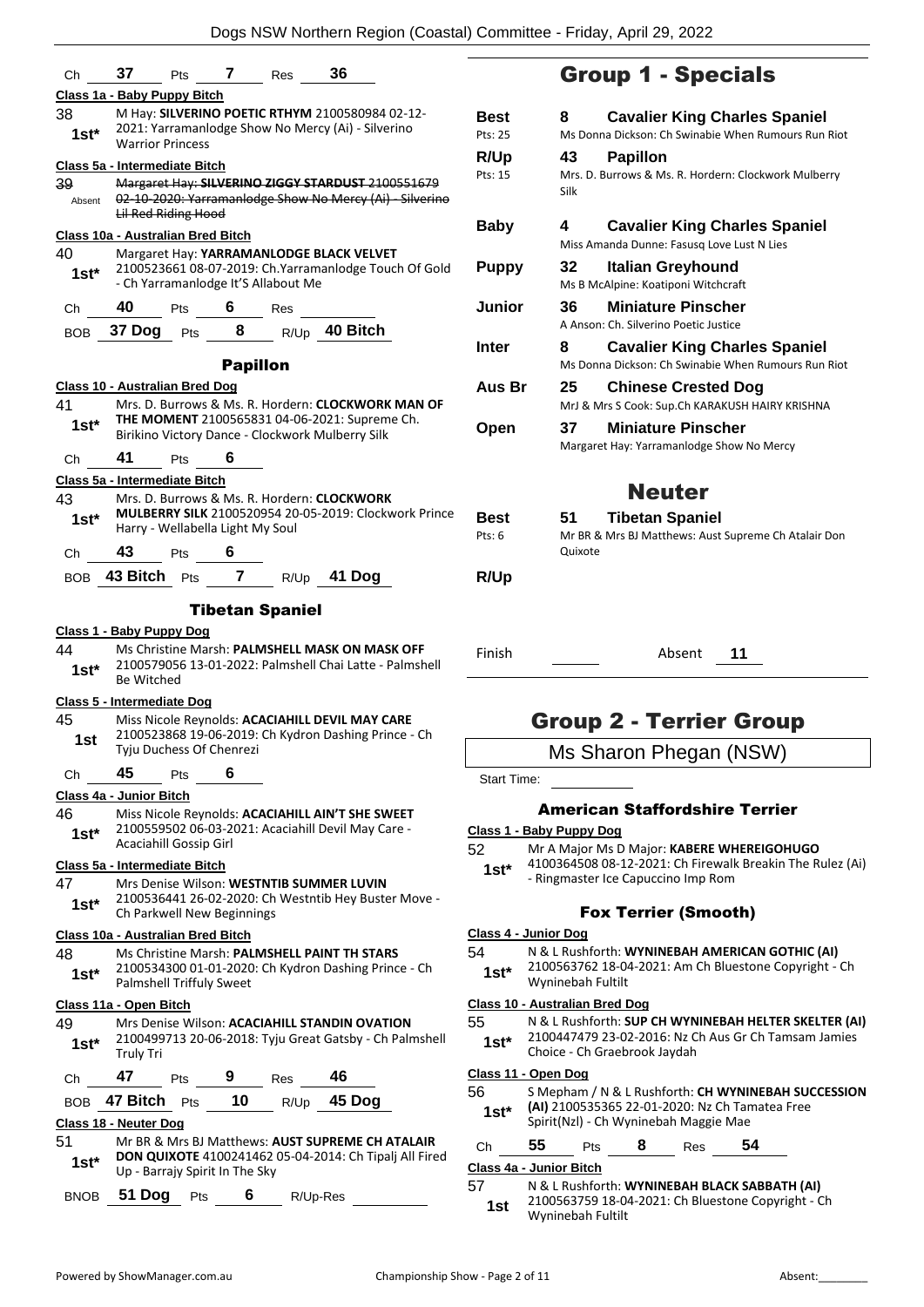Ch **37** Pts **7** Res **36**

**Class 1a - Baby Puppy Bitch**

38 1st* M Hay: **SILVERINO POETIC RTHYM** 2100580984 02-12-2021: Yarramanlodge Show No Mercy (Ai) - Silverino Warrior Princess

**Class 5a - Intermediate Bitch**

39 Absent ~~Margaret Hay: **SILVERINO ZIGGY STARDUST** 2100551679 02-10-2020: Yarramanlodge Show No Mercy (Ai) - Silverino Lil Red Riding Hood~~

**Class 10a - Australian Bred Bitch**

40 1st* Margaret Hay: **YARRAMANLODGE BLACK VELVET** 2100523661 08-07-2019: Ch.Yarramanlodge Touch Of Gold - Ch Yarramanlodge It'S Allabout Me

Ch **40** Pts **6** Res

BOB **37 Dog** Pts **8** R/Up **40 Bitch**

### Papillon

**Class 10 - Australian Bred Dog**

41 1st* Mrs. D. Burrows & Ms. R. Hordern: **CLOCKWORK MAN OF THE MOMENT** 2100565831 04-06-2021: Supreme Ch. Birikino Victory Dance - Clockwork Mulberry Silk

Ch **41** Pts **6**

**Class 5a - Intermediate Bitch**

43 1st* Mrs. D. Burrows & Ms. R. Hordern: **CLOCKWORK MULBERRY SILK** 2100520954 20-05-2019: Clockwork Prince Harry - Wellabella Light My Soul

Ch **43** Pts **6**

BOB **43 Bitch** Pts **7** R/Up **41 Dog**

### Tibetan Spaniel

**Class 1 - Baby Puppy Dog**

44 1st* Ms Christine Marsh: **PALMSHELL MASK ON MASK OFF** 2100579056 13-01-2022: Palmshell Chai Latte - Palmshell Be Witched

**Class 5 - Intermediate Dog**

45 1st Miss Nicole Reynolds: **ACACIAHILL DEVIL MAY CARE** 2100523868 19-06-2019: Ch Kydron Dashing Prince - Ch Tyju Duchess Of Chenrezi

Ch **45** Pts **6**

**Class 4a - Junior Bitch**

46 1st* Miss Nicole Reynolds: **ACACIAHILL AIN'T SHE SWEET** 2100559502 06-03-2021: Acaciahill Devil May Care - Acaciahill Gossip Girl

**Class 5a - Intermediate Bitch**

47 1st* Mrs Denise Wilson: **WESTNTIB SUMMER LUVIN** 2100536441 26-02-2020: Ch Westntib Hey Buster Move - Ch Parkwell New Beginnings

**Class 10a - Australian Bred Bitch**

48 1st* Ms Christine Marsh: **PALMSHELL PAINT TH STARS** 2100534300 01-01-2020: Ch Kydron Dashing Prince - Ch Palmshell Triffuly Sweet

**Class 11a - Open Bitch**

49 1st* Mrs Denise Wilson: **ACACIAHILL STANDIN OVATION** 2100499713 20-06-2018: Tyju Great Gatsby - Ch Palmshell Truly Tri

Ch **47** Pts **9** Res **46**

BOB **47 Bitch** Pts **10** R/Up **45 Dog**

**Class 18 - Neuter Dog**

51 1st* Mr BR & Mrs BJ Matthews: **AUST SUPREME CH ATALAIR DON QUIXOTE** 4100241462 05-04-2014: Ch Tipalj All Fired Up - Barrajy Spirit In The Sky

BNOB **51 Dog** Pts **6** R/Up-Res

## Group 1 - Specials

| | | |
|---|---|---|
| **Best** Pts: 25 | **8** | **Cavalier King Charles Spaniel** Ms Donna Dickson: Ch Swinabie When Rumours Run Riot |
| **R/Up** Pts: 15 | **43** | **Papillon** Mrs. D. Burrows & Ms. R. Hordern: Clockwork Mulberry Silk |
| **Baby** | **4** | **Cavalier King Charles Spaniel** Miss Amanda Dunne: Fasusq Love Lust N Lies |
| **Puppy** | **32** | **Italian Greyhound** Ms B McAlpine: Koatiponi Witchcraft |
| **Junior** | **36** | **Miniature Pinscher** A Anson: Ch. Silverino Poetic Justice |
| **Inter** | **8** | **Cavalier King Charles Spaniel** Ms Donna Dickson: Ch Swinabie When Rumours Run Riot |
| **Aus Br** | **25** | **Chinese Crested Dog** MrJ & Mrs S Cook: Sup.Ch KARAKUSH HAIRY KRISHNA |
| **Open** | **37** | **Miniature Pinscher** Margaret Hay: Yarramanlodge Show No Mercy |

## Neuter

| | | |
|---|---|---|
| **Best** Pts: 6 | **51** | **Tibetan Spaniel** Mr BR & Mrs BJ Matthews: Aust Supreme Ch Atalair Don Quixote |
| **R/Up** | | |

Finish Absent **11**

## Group 2 - Terrier Group

Ms Sharon Phegan (NSW)

Start Time:

### American Staffordshire Terrier

**Class 1 - Baby Puppy Dog**

52 1st* Mr A Major Ms D Major: **KABERE WHEREIGOHUGO** 4100364508 08-12-2021: Ch Firewalk Breakin The Rulez (Ai) - Ringmaster Ice Capuccino Imp Rom

### Fox Terrier (Smooth)

**Class 4 - Junior Dog**

54 1st* N & L Rushforth: **WYNINEBAH AMERICAN GOTHIC (AI)** 2100563762 18-04-2021: Am Ch Bluestone Copyright - Ch Wyninebah Fultilt

**Class 10 - Australian Bred Dog**

55 1st* N & L Rushforth: **SUP CH WYNINEBAH HELTER SKELTER (AI)** 2100447479 23-02-2016: Nz Ch Aus Gr Ch Tamsam Jamies Choice - Ch Graebrook Jaydah

**Class 11 - Open Dog**

56 1st* S Mepham / N & L Rushforth: **CH WYNINEBAH SUCCESSION (AI)** 2100535365 22-01-2020: Nz Ch Tamatea Free Spirit(Nzl) - Ch Wyninebah Maggie Mae

Ch **55** Pts **8** Res **54**

**Class 4a - Junior Bitch**

57 1st N & L Rushforth: **WYNINEBAH BLACK SABBATH (AI)** 2100563759 18-04-2021: Ch Bluestone Copyright - Ch Wyninebah Fultilt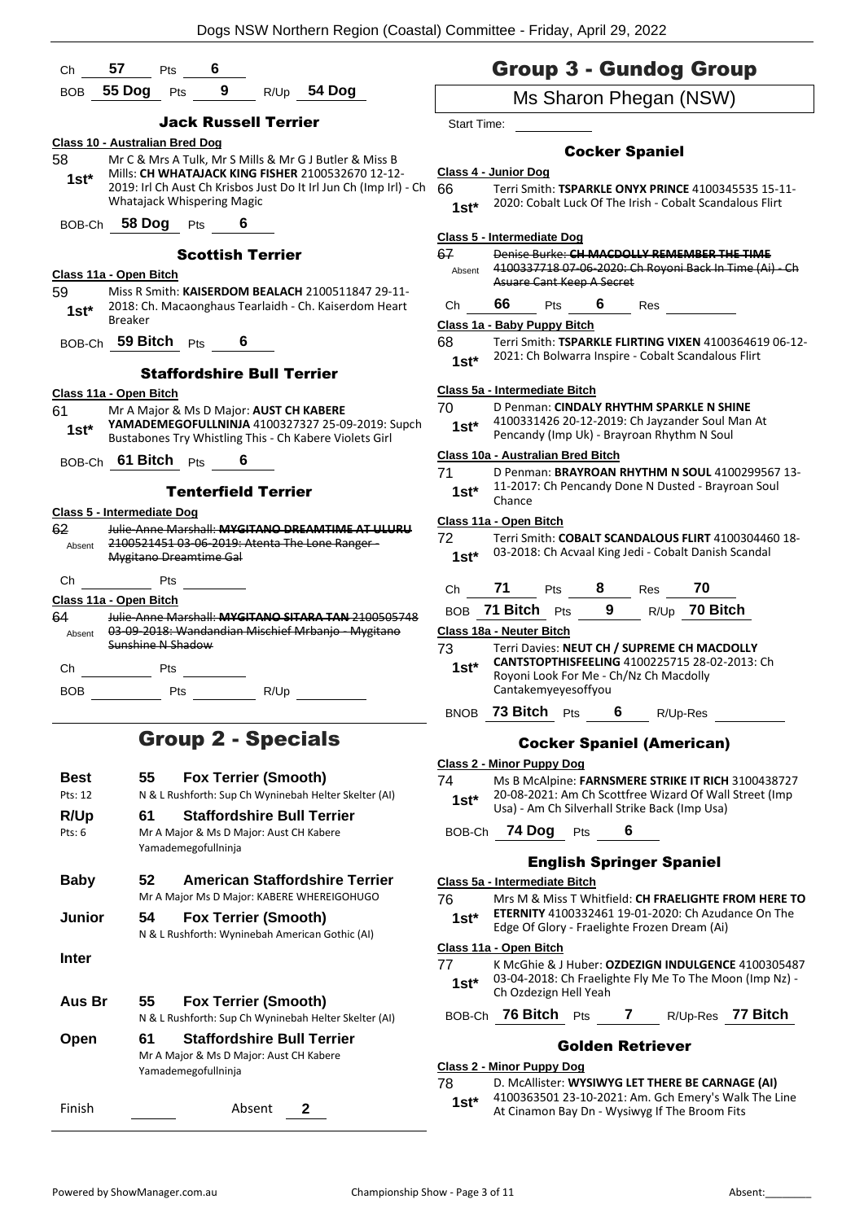Ch **57** Pts **6**

BOB **55 Dog** Pts **9** R/Up **54 Dog**

### Jack Russell Terrier

**Class 10 - Australian Bred Dog**

58 **1st*** Mr C & Mrs A Tulk, Mr S Mills & Mr G J Butler & Miss B Mills: **CH WHATAJACK KING FISHER** 2100532670 12-12-2019: Irl Ch Aust Ch Krisbos Just Do It Irl Jun Ch (Imp Irl) - Ch Whatajack Whispering Magic

BOB-Ch **58 Dog** Pts **6**

### Scottish Terrier

**Class 11a - Open Bitch**

59 **1st*** Miss R Smith: **KAISERDOM BEALACH** 2100511847 29-11-2018: Ch. Macaonghaus Tearlaidh - Ch. Kaiserdom Heart Breaker

BOB-Ch **59 Bitch** Pts **6**

### Staffordshire Bull Terrier

**Class 11a - Open Bitch**

61 **1st*** Mr A Major & Ms D Major: **AUST CH KABERE YAMADEMEGOFULLNINJA** 4100327327 25-09-2019: Supch Bustabones Try Whistling This - Ch Kabere Violets Girl

BOB-Ch **61 Bitch** Pts **6**

### Tenterfield Terrier

**Class 5 - Intermediate Dog**

62 Absent ~~Julie-Anne Marshall: **MYGITANO DREAMTIME AT ULURU** 2100521451 03-06-2019: Atenta The Lone Ranger - Mygitano Dreamtime Gal~~

Ch Pts

**Class 11a - Open Bitch**

64 Absent ~~Julie-Anne Marshall: **MYGITANO SITARA TAN** 2100505748 03-09-2018: Wandandian Mischief Mrbanjo - Mygitano Sunshine N Shadow~~

Ch Pts

BOB Pts R/Up

## Group 2 - Specials

| | | |
|---|---|---|
| **Best** Pts: 12 | **55** | **Fox Terrier (Smooth)** N & L Rushforth: Sup Ch Wyninebah Helter Skelter (AI) |
| **R/Up** Pts: 6 | **61** | **Staffordshire Bull Terrier** Mr A Major & Ms D Major: Aust CH Kabere Yamademegofullninja |
| **Baby** | **52** | **American Staffordshire Terrier** Mr A Major Ms D Major: KABERE WHEREIGOHUGO |
| **Junior** | **54** | **Fox Terrier (Smooth)** N & L Rushforth: Wyninebah American Gothic (AI) |
| **Inter** | | |
| **Aus Br** | **55** | **Fox Terrier (Smooth)** N & L Rushforth: Sup Ch Wyninebah Helter Skelter (AI) |
| **Open** | **61** | **Staffordshire Bull Terrier** Mr A Major & Ms D Major: Aust CH Kabere Yamademegofullninja |

Finish Absent **2**

## Group 3 - Gundog Group

Ms Sharon Phegan (NSW)

Start Time:

### Cocker Spaniel

**Class 4 - Junior Dog**

66 **1st*** Terri Smith: **TSPARKLE ONYX PRINCE** 4100345535 15-11-2020: Cobalt Luck Of The Irish - Cobalt Scandalous Flirt

**Class 5 - Intermediate Dog**

67 Absent ~~Denise Burke: **CH MACDOLLY REMEMBER THE TIME** 4100337718 07-06-2020: Ch Royoni Back In Time (Ai) - Ch Asuare Cant Keep A Secret~~

Ch **66** Pts **6** Res

**Class 1a - Baby Puppy Bitch**

68 **1st*** Terri Smith: **TSPARKLE FLIRTING VIXEN** 4100364619 06-12-2021: Ch Bolwarra Inspire - Cobalt Scandalous Flirt

**Class 5a - Intermediate Bitch**

70 **1st*** D Penman: **CINDALY RHYTHM SPARKLE N SHINE** 4100331426 20-12-2019: Ch Jayzander Soul Man At Pencandy (Imp Uk) - Brayroan Rhythm N Soul

**Class 10a - Australian Bred Bitch**

71 **1st*** D Penman: **BRAYROAN RHYTHM N SOUL** 4100299567 13-11-2017: Ch Pencandy Done N Dusted - Brayroan Soul Chance

**Class 11a - Open Bitch**

72 **1st*** Terri Smith: **COBALT SCANDALOUS FLIRT** 4100304460 18-03-2018: Ch Acvaal King Jedi - Cobalt Danish Scandal

Ch **71** Pts **8** Res **70**

BOB **71 Bitch** Pts **9** R/Up **70 Bitch**

**Class 18a - Neuter Bitch**

73 **1st*** Terri Davies: **NEUT CH / SUPREME CH MACDOLLY CANTSTOPTHISFEELING** 4100225715 28-02-2013: Ch Royoni Look For Me - Ch/Nz Ch Macdolly Cantakemyeyesoffyou

BNOB **73 Bitch** Pts **6** R/Up-Res

### Cocker Spaniel (American)

**Class 2 - Minor Puppy Dog**

74 **1st*** Ms B McAlpine: **FARNSMERE STRIKE IT RICH** 3100438727 20-08-2021: Am Ch Scottfree Wizard Of Wall Street (Imp Usa) - Am Ch Silverhall Strike Back (Imp Usa)

BOB-Ch **74 Dog** Pts **6**

### English Springer Spaniel

**Class 5a - Intermediate Bitch**

76 **1st*** Mrs M & Miss T Whitfield: **CH FRAELIGHTE FROM HERE TO ETERNITY** 4100332461 19-01-2020: Ch Azudance On The Edge Of Glory - Fraelighte Frozen Dream (Ai)

**Class 11a - Open Bitch**

77 **1st*** K McGhie & J Huber: **OZDEZIGN INDULGENCE** 4100305487 03-04-2018: Ch Fraelighte Fly Me To The Moon (Imp Nz) - Ch Ozdezign Hell Yeah

BOB-Ch **76 Bitch** Pts **7** R/Up-Res **77 Bitch**

### Golden Retriever

**Class 2 - Minor Puppy Dog**

78 **1st*** D. McAllister: **WYSIWYG LET THERE BE CARNAGE (AI)** 4100363501 23-10-2021: Am. Gch Emery's Walk The Line At Cinamon Bay Dn - Wysiwyg If The Broom Fits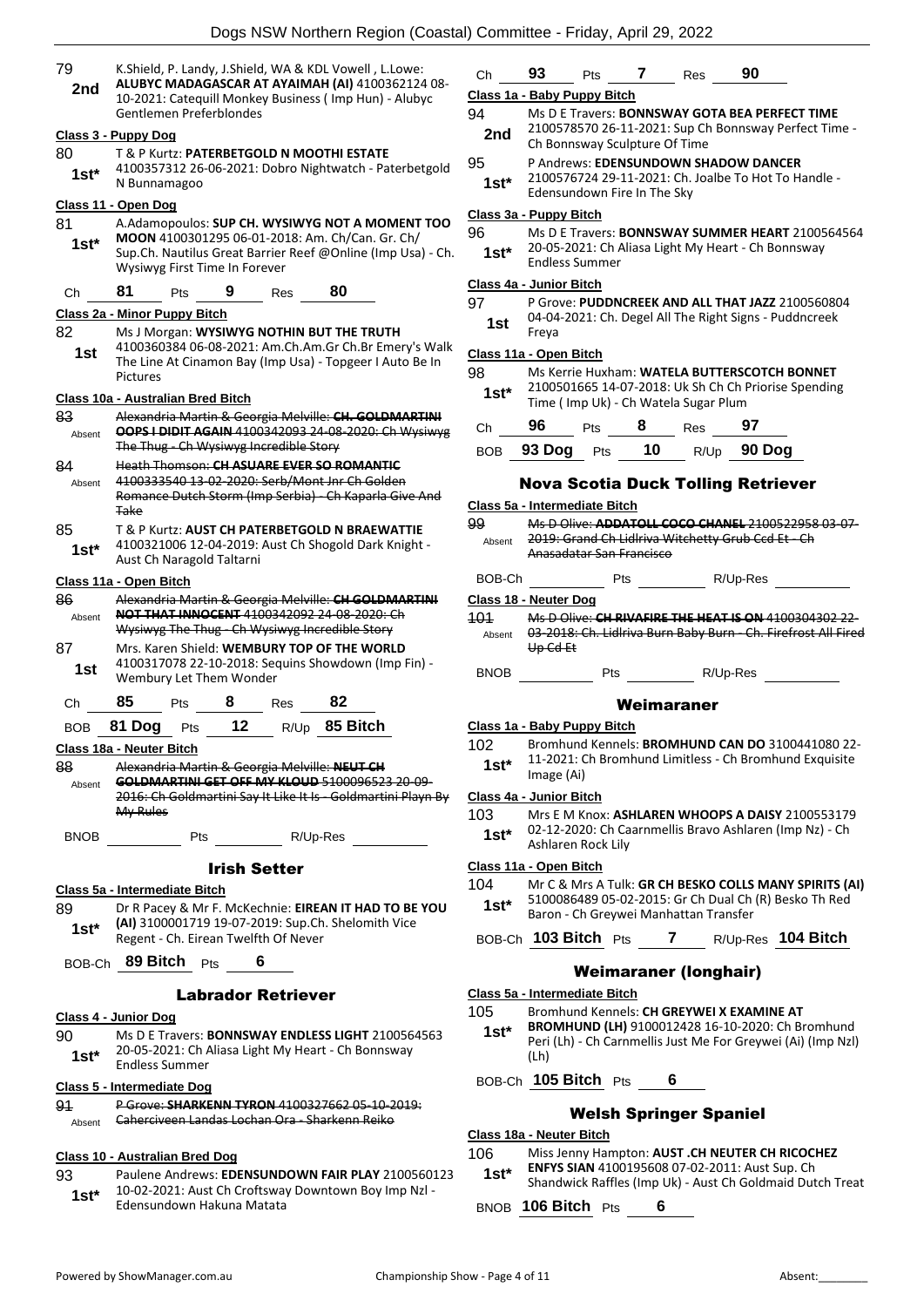79 **2nd** K.Shield, P. Landy, J.Shield, WA & KDL Vowell , L.Lowe: **ALUBYC MADAGASCAR AT AYAIMAH (AI)** 4100362124 08-10-2021: Catequill Monkey Business ( Imp Hun) - Alubyc Gentlemen Preferblondes

### Class 3 - Puppy Dog

80 **1st*** T & P Kurtz: **PATERBETGOLD N MOOTHI ESTATE** 4100357312 26-06-2021: Dobro Nightwatch - Paterbetgold N Bunnamagoo

### Class 11 - Open Dog

81 **1st*** A.Adamopoulos: **SUP CH. WYSIWYG NOT A MOMENT TOO MOON** 4100301295 06-01-2018: Am. Ch/Can. Gr. Ch/ Sup.Ch. Nautilus Great Barrier Reef @Online (Imp Usa) - Ch. Wysiwyg First Time In Forever

Ch **81** Pts **9** Res **80**

### Class 2a - Minor Puppy Bitch

82 **1st** Ms J Morgan: **WYSIWYG NOTHIN BUT THE TRUTH** 4100360384 06-08-2021: Am.Ch.Am.Gr Ch.Br Emery's Walk The Line At Cinamon Bay (Imp Usa) - Topgeer I Auto Be In Pictures

### Class 10a - Australian Bred Bitch

83 Absent ~~Alexandria Martin & Georgia Melville: **CH. GOLDMARTINI OOPS I DIDIT AGAIN** 4100342093 24-08-2020: Ch Wysiwyg The Thug - Ch Wysiwyg Incredible Story~~

84 Absent ~~Heath Thomson: **CH ASUARE EVER SO ROMANTIC** 4100333540 13-02-2020: Serb/Mont Jnr Ch Golden Romance Dutch Storm (Imp Serbia) - Ch Kaparla Give And Take~~

85 **1st*** T & P Kurtz: **AUST CH PATERBETGOLD N BRAEWATTIE** 4100321006 12-04-2019: Aust Ch Shogold Dark Knight - Aust Ch Naragold Taltarni

### Class 11a - Open Bitch

86 Absent ~~Alexandria Martin & Georgia Melville: **CH GOLDMARTINI NOT THAT INNOCENT** 4100342092 24-08-2020: Ch Wysiwyg The Thug - Ch Wysiwyg Incredible Story~~

87 **1st** Mrs. Karen Shield: **WEMBURY TOP OF THE WORLD** 4100317078 22-10-2018: Sequins Showdown (Imp Fin) - Wembury Let Them Wonder

Ch **85** Pts **8** Res **82**

BOB **81 Dog** Pts **12** R/Up **85 Bitch**

### Class 18a - Neuter Bitch

88 Absent ~~Alexandria Martin & Georgia Melville: **NEUT CH GOLDMARTINI GET OFF MY KLOUD** 5100096523 20-09-2016: Ch Goldmartini Say It Like It Is - Goldmartini Playn By My Rules~~

BNOB ______ Pts ______ R/Up-Res ______

## Irish Setter

### Class 5a - Intermediate Bitch

89 **1st*** Dr R Pacey & Mr F. McKechnie: **EIREAN IT HAD TO BE YOU (AI)** 3100001719 19-07-2019: Sup.Ch. Shelomith Vice Regent - Ch. Eirean Twelfth Of Never

BOB-Ch **89 Bitch** Pts **6**

## Labrador Retriever

### Class 4 - Junior Dog

90 **1st*** Ms D E Travers: **BONNSWAY ENDLESS LIGHT** 2100564563 20-05-2021: Ch Aliasa Light My Heart - Ch Bonnsway Endless Summer

### Class 5 - Intermediate Dog

91 Absent ~~P Grove: **SHARKENN TYRON** 4100327662 05-10-2019: Caherciveen Landas Lochan Ora - Sharkenn Reiko~~

### Class 10 - Australian Bred Dog

93 **1st*** Paulene Andrews: **EDENSUNDOWN FAIR PLAY** 2100560123 10-02-2021: Aust Ch Croftsway Downtown Boy Imp Nzl - Edensundown Hakuna Matata

Ch **93** Pts **7** Res **90**

### Class 1a - Baby Puppy Bitch

94 **2nd** Ms D E Travers: **BONNSWAY GOTA BEA PERFECT TIME** 2100578570 26-11-2021: Sup Ch Bonnsway Perfect Time - Ch Bonnsway Sculpture Of Time

95 **1st*** P Andrews: **EDENSUNDOWN SHADOW DANCER** 2100576724 29-11-2021: Ch. Joalbe To Hot To Handle - Edensundown Fire In The Sky

### Class 3a - Puppy Bitch

96 **1st*** Ms D E Travers: **BONNSWAY SUMMER HEART** 2100564564 20-05-2021: Ch Aliasa Light My Heart - Ch Bonnsway Endless Summer

### Class 4a - Junior Bitch

97 **1st** P Grove: **PUDDNCREEK AND ALL THAT JAZZ** 2100560804 04-04-2021: Ch. Degel All The Right Signs - Puddncreek Freya

### Class 11a - Open Bitch

98 **1st*** Ms Kerrie Huxham: **WATELA BUTTERSCOTCH BONNET** 2100501665 14-07-2018: Uk Sh Ch Ch Priorise Spending Time ( Imp Uk) - Ch Watela Sugar Plum

Ch **96** Pts **8** Res **97**

BOB **93 Dog** Pts **10** R/Up **90 Dog**

## Nova Scotia Duck Tolling Retriever

### Class 5a - Intermediate Bitch

99 Absent ~~Ms D Olive: **ADDATOLL COCO CHANEL** 2100522958 03-07-2019: Grand Ch Lidlriva Witchetty Grub Ccd Et - Ch Anasadatar San Francisco~~

BOB-Ch ______ Pts ______ R/Up-Res ______

### Class 18 - Neuter Dog

101 Absent ~~Ms D Olive: **CH RIVAFIRE THE HEAT IS ON** 4100304302 22-03-2018: Ch. Lidlriva Burn Baby Burn - Ch. Firefrost All Fired Up Cd Et~~

BNOB ______ Pts ______ R/Up-Res ______

## Weimaraner

### Class 1a - Baby Puppy Bitch

102 **1st*** Bromhund Kennels: **BROMHUND CAN DO** 3100441080 22-11-2021: Ch Bromhund Limitless - Ch Bromhund Exquisite Image (Ai)

### Class 4a - Junior Bitch

103 **1st*** Mrs E M Knox: **ASHLAREN WHOOPS A DAISY** 2100553179 02-12-2020: Ch Caarnmellis Bravo Ashlaren (Imp Nz) - Ch Ashlaren Rock Lily

### Class 11a - Open Bitch

104 **1st*** Mr C & Mrs A Tulk: **GR CH BESKO COLLS MANY SPIRITS (AI)** 5100086489 05-02-2015: Gr Ch Dual Ch (R) Besko Th Red Baron - Ch Greywei Manhattan Transfer

BOB-Ch **103 Bitch** Pts **7** R/Up-Res **104 Bitch**

## Weimaraner (longhair)

### Class 5a - Intermediate Bitch

105 **1st*** Bromhund Kennels: **CH GREYWEI X EXAMINE AT BROMHUND (LH)** 9100012428 16-10-2020: Ch Bromhund Peri (Lh) - Ch Carnmellis Just Me For Greywei (Ai) (Imp Nzl) (Lh)

BOB-Ch **105 Bitch** Pts **6**

## Welsh Springer Spaniel

### Class 18a - Neuter Bitch

106 **1st*** Miss Jenny Hampton: **AUST .CH NEUTER CH RICOCHEZ ENFYS SIAN** 4100195608 07-02-2011: Aust Sup. Ch Shandwick Raffles (Imp Uk) - Aust Ch Goldmaid Dutch Treat

BNOB **106 Bitch** Pts **6**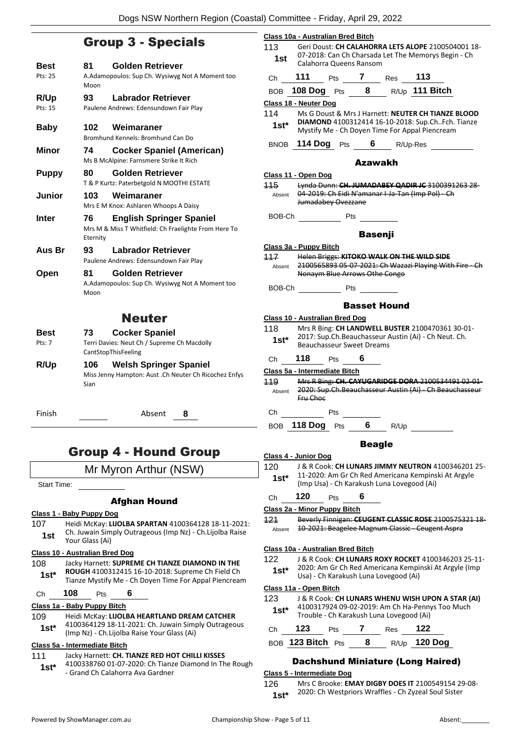## Group 3 - Specials

| | | |
|---|---|---|
| **Best** Pts: 25 | 81 | **Golden Retriever** A.Adamopoulos: Sup Ch. Wysiwyg Not A Moment too Moon |
| **R/Up** Pts: 15 | 93 | **Labrador Retriever** Paulene Andrews: Edensundown Fair Play |
| **Baby** | 102 | **Weimaraner** Bromhund Kennels: Bromhund Can Do |
| **Minor** | 74 | **Cocker Spaniel (American)** Ms B McAlpine: Farnsmere Strike It Rich |
| **Puppy** | 80 | **Golden Retriever** T & P Kurtz: Paterbetgold N MOOTHI ESTATE |
| **Junior** | 103 | **Weimaraner** Mrs E M Knox: Ashlaren Whoops A Daisy |
| **Inter** | 76 | **English Springer Spaniel** Mrs M & Miss T Whitfield: Ch Fraelighte From Here To Eternity |
| **Aus Br** | 93 | **Labrador Retriever** Paulene Andrews: Edensundown Fair Play |
| **Open** | 81 | **Golden Retriever** A.Adamopoulos: Sup Ch. Wysiwyg Not A Moment too Moon |

## Neuter

| | | |
|---|---|---|
| **Best** Pts: 7 | 73 | **Cocker Spaniel** Terri Davies: Neut Ch / Supreme Ch Macdolly CantStopThisFeeling |
| **R/Up** | 106 | **Welsh Springer Spaniel** Miss Jenny Hampton: Aust .Ch Neuter Ch Ricochez Enfys Sian |

Finish ______ Absent **8**

## Group 4 - Hound Group

Mr Myron Arthur (NSW)

Start Time: ______

### Afghan Hound

**Class 1 - Baby Puppy Dog**

107 — 1st — Heidi McKay: **LIJOLBA SPARTAN** 4100364128 18-11-2021: Ch. Juwain Simply Outrageous (Imp Nz) - Ch.Lijolba Raise Your Glass (Ai)

**Class 10 - Australian Bred Dog**

108 — 1st* — Jacky Harnett: **SUPREME CH TIANZE DIAMOND IN THE ROUGH** 4100312415 16-10-2018: Supreme Ch Field Ch Tianze Mystify Me - Ch Doyen Time For Appal Piencream

Ch **108** Pts **6**

**Class 1a - Baby Puppy Bitch**

109 — 1st* — Heidi McKay: **LIJOLBA HEARTLAND DREAM CATCHER** 4100364129 18-11-2021: Ch. Juwain Simply Outrageous (Imp Nz) - Ch.Lijolba Raise Your Glass (Ai)

**Class 5a - Intermediate Bitch**

111 — 1st* — Jacky Harnett: **CH. TIANZE RED HOT CHILLI KISSES** 4100338760 01-07-2020: Ch Tianze Diamond In The Rough - Grand Ch Calahorra Ava Gardner

**Class 10a - Australian Bred Bitch**

113 — 1st — Geri Doust: **CH CALAHORRA LETS ALOPE** 2100504001 18-07-2018: Can Ch Charsada Let The Memorys Begin - Ch Calahorra Queens Ransom

Ch **111** Pts **7** Res **113**

BOB **108 Dog** Pts **8** R/Up **111 Bitch**

**Class 18 - Neuter Dog**

114 — 1st* — Ms G Doust & Mrs J Harnett: **NEUTER CH TIANZE BLOOD DIAMOND** 4100312414 16-10-2018: Sup.Ch..Fch. Tianze Mystify Me - Ch Doyen Time For Appal Piencream

BNOB **114 Dog** Pts **6** R/Up-Res ______

### Azawakh

**Class 11 - Open Dog**

~~115~~ — Absent — ~~Lynda Dunn: **CH. JUMADABEY QADIR JC** 3100391263 28-04-2019: Ch Eidi N'amanar I-Ja-Tan (Imp Pol) - Ch Jumadabey Ovezzane~~

BOB-Ch ______ Pts ______

### Basenji

**Class 3a - Puppy Bitch**

~~117~~ — Absent — ~~Helen Briggs: **KITOKO WALK ON THE WILD SIDE** 2100565893 05-07-2021: Ch Wazazi Playing With Fire - Ch Nonaym Blue Arrows Othe Congo~~

BOB-Ch ______ Pts ______

### Basset Hound

**Class 10 - Australian Bred Dog**

118 — 1st* — Mrs R Bing: **CH LANDWELL BUSTER** 2100470361 30-01-2017: Sup.Ch.Beauchasseur Austin (Ai) - Ch Neut. Ch. Beauchasseur Sweet Dreams

Ch **118** Pts **6**

**Class 5a - Intermediate Bitch**

~~119~~ — Absent — ~~Mrs R Bing: **CH. CAYUGARIDGE DORA** 2100534491 02-01-2020: Sup.Ch.Beauchasseur Austin (Ai) - Ch Beauchasseur Fru Choc~~

Ch ______ Pts ______

BOB **118 Dog** Pts **6** R/Up ______

### Beagle

**Class 4 - Junior Dog**

120 — 1st* — J & R Cook: **CH LUNARS JIMMY NEUTRON** 4100346201 25-11-2020: Am Gr Ch Red Americana Kempinski At Argyle (Imp Usa) - Ch Karakush Luna Lovegood (Ai)

Ch **120** Pts **6**

**Class 2a - Minor Puppy Bitch**

~~121~~ — Absent — ~~Beverly Finnigan: **CEUGENT CLASSIC ROSE** 2100575321 18-10-2021: Beagelee Magnum Classic - Ceugent Aspra~~

**Class 10a - Australian Bred Bitch**

122 — 1st* — J & R Cook: **CH LUNARS ROXY ROCKET** 4100346203 25-11-2020: Am Gr Ch Red Americana Kempinski At Argyle (Imp Usa) - Ch Karakush Luna Lovegood (Ai)

**Class 11a - Open Bitch**

123 — 1st* — J & R Cook: **CH LUNARS WHENU WISH UPON A STAR (AI)** 4100317924 09-02-2019: Am Ch Ha-Pennys Too Much Trouble - Ch Karakush Luna Lovegood (Ai)

Ch **123** Pts **7** Res **122**

BOB **123 Bitch** Pts **8** R/Up **120 Dog**

### Dachshund Miniature (Long Haired)

**Class 5 - Intermediate Dog**

126 — 1st* — Mrs C Brooke: **EMAY DIGBY DOES IT** 2100549154 29-08-2020: Ch Westpriors Wraffles - Ch Zyzeal Soul Sister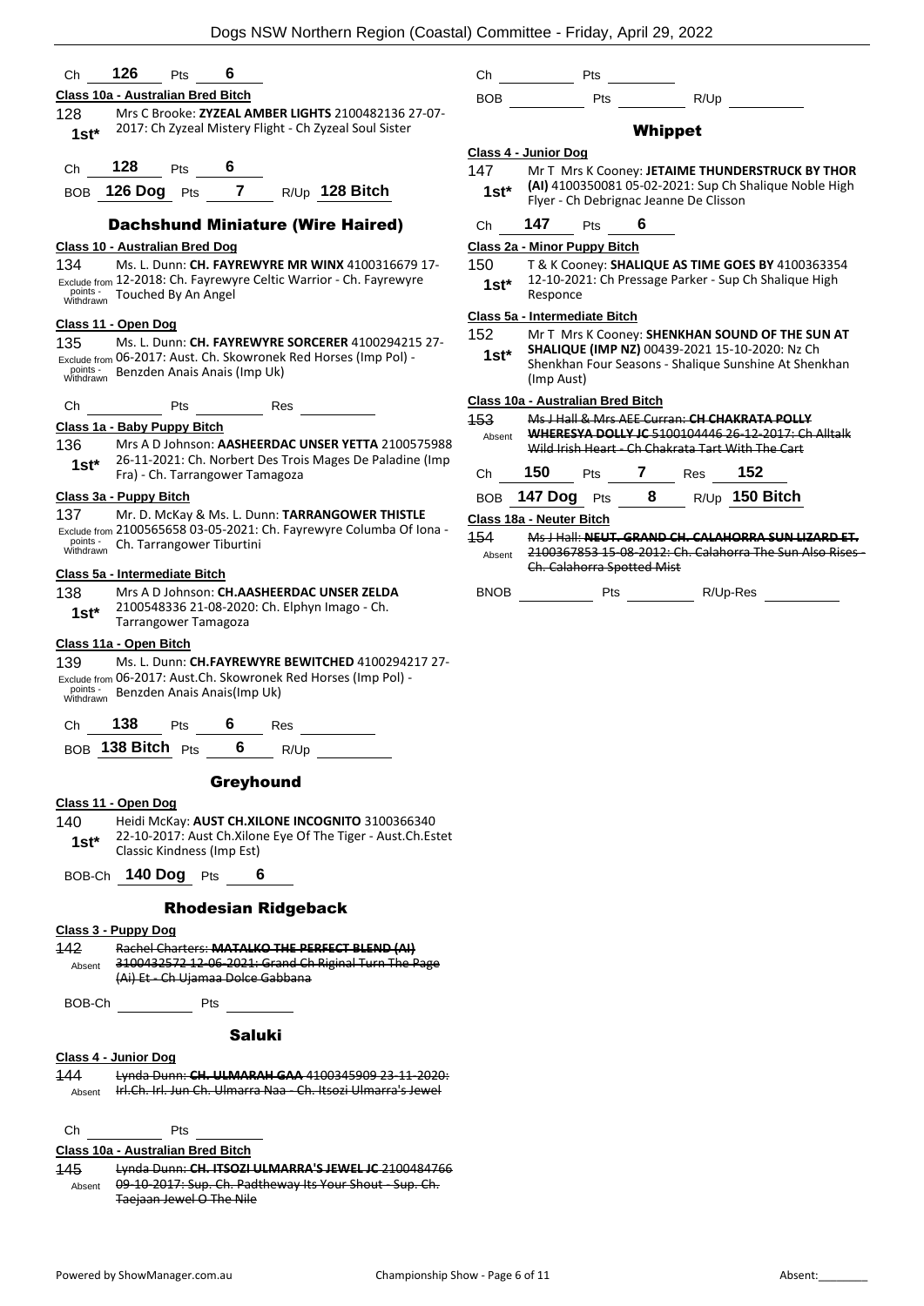Ch **126** Pts **6**

**Class 10a - Australian Bred Bitch**

128 **1st*** Mrs C Brooke: **ZYZEAL AMBER LIGHTS** 2100482136 27-07-2017: Ch Zyzeal Mistery Flight - Ch Zyzeal Soul Sister

Ch **128** Pts **6**

BOB **126 Dog** Pts **7** R/Up **128 Bitch**

## Dachshund Miniature (Wire Haired)

**Class 10 - Australian Bred Dog**

134 Exclude from points - Withdrawn Ms. L. Dunn: **CH. FAYREWYRE MR WINX** 4100316679 17-12-2018: Ch. Fayrewyre Celtic Warrior - Ch. Fayrewyre Touched By An Angel

**Class 11 - Open Dog**

135 Exclude from points - Withdrawn Ms. L. Dunn: **CH. FAYREWYRE SORCERER** 4100294215 27-06-2017: Aust. Ch. Skowronek Red Horses (Imp Pol) - Benzden Anais Anais (Imp Uk)

Ch Pts Res

**Class 1a - Baby Puppy Bitch**

136 **1st*** Mrs A D Johnson: **AASHEERDAC UNSER YETTA** 2100575988 26-11-2021: Ch. Norbert Des Trois Mages De Paladine (Imp Fra) - Ch. Tarrangower Tamagoza

**Class 3a - Puppy Bitch**

137 Exclude from points - Withdrawn Mr. D. McKay & Ms. L. Dunn: **TARRANGOWER THISTLE** 2100565658 03-05-2021: Ch. Fayrewyre Columba Of Iona - Ch. Tarrangower Tiburtini

**Class 5a - Intermediate Bitch**

138 **1st*** Mrs A D Johnson: **CH.AASHEERDAC UNSER ZELDA** 2100548336 21-08-2020: Ch. Elphyn Imago - Ch. Tarrangower Tamagoza

**Class 11a - Open Bitch**

139 Exclude from points - Withdrawn Ms. L. Dunn: **CH.FAYREWYRE BEWITCHED** 4100294217 27-06-2017: Aust.Ch. Skowronek Red Horses (Imp Pol) - Benzden Anais Anais(Imp Uk)

Ch **138** Pts **6** Res

BOB **138 Bitch** Pts **6** R/Up

## Greyhound

**Class 11 - Open Dog**

140 **1st*** Heidi McKay: **AUST CH.XILONE INCOGNITO** 3100366340 22-10-2017: Aust Ch.Xilone Eye Of The Tiger - Aust.Ch.Estet Classic Kindness (Imp Est)

BOB-Ch **140 Dog** Pts **6**

## Rhodesian Ridgeback

**Class 3 - Puppy Dog**

~~142~~ Absent ~~Rachel Charters: **MATALKO THE PERFECT BLEND (AI)** 3100432572 12-06-2021: Grand Ch Riginal Turn The Page (Ai) Et - Ch Ujamaa Dolce Gabbana~~

BOB-Ch Pts

## Saluki

**Class 4 - Junior Dog**

~~144~~ Absent ~~Lynda Dunn: **CH. ULMARAH GAA** 4100345909 23-11-2020: Irl.Ch. Irl. Jun Ch. Ulmarra Naa - Ch. Itsozi Ulmarra's Jewel~~

Ch Pts

**Class 10a - Australian Bred Bitch**

~~145~~ Absent ~~Lynda Dunn: **CH. ITSOZI ULMARRA'S JEWEL JC** 2100484766 09-10-2017: Sup. Ch. Padtheway Its Your Shout - Sup. Ch. Taejaan Jewel O The Nile~~

Ch Pts

BOB Pts R/Up

## Whippet

**Class 4 - Junior Dog**

147 **1st*** Mr T Mrs K Cooney: **JETAIME THUNDERSTRUCK BY THOR (AI)** 4100350081 05-02-2021: Sup Ch Shalique Noble High Flyer - Ch Debrignac Jeanne De Clisson

Ch **147** Pts **6**

**Class 2a - Minor Puppy Bitch**

150 **1st*** T & K Cooney: **SHALIQUE AS TIME GOES BY** 4100363354 12-10-2021: Ch Pressage Parker - Sup Ch Shalique High Responce

**Class 5a - Intermediate Bitch**

152 **1st*** Mr T Mrs K Cooney: **SHENKHAN SOUND OF THE SUN AT SHALIQUE (IMP NZ)** 00439-2021 15-10-2020: Nz Ch Shenkhan Four Seasons - Shalique Sunshine At Shenkhan (Imp Aust)

**Class 10a - Australian Bred Bitch**

~~153~~ Absent ~~Ms J Hall & Mrs AEE Curran: **CH CHAKRATA POLLY WHERESYA DOLLY JC** 5100104446 26-12-2017: Ch Alltalk Wild Irish Heart - Ch Chakrata Tart With The Cart~~

Ch **150** Pts **7** Res **152**

BOB **147 Dog** Pts **8** R/Up **150 Bitch**

**Class 18a - Neuter Bitch**

~~154~~ Absent ~~Ms J Hall: **NEUT. GRAND CH. CALAHORRA SUN LIZARD ET.** 2100367853 15-08-2012: Ch. Calahorra The Sun Also Rises - Ch. Calahorra Spotted Mist~~

BNOB Pts R/Up-Res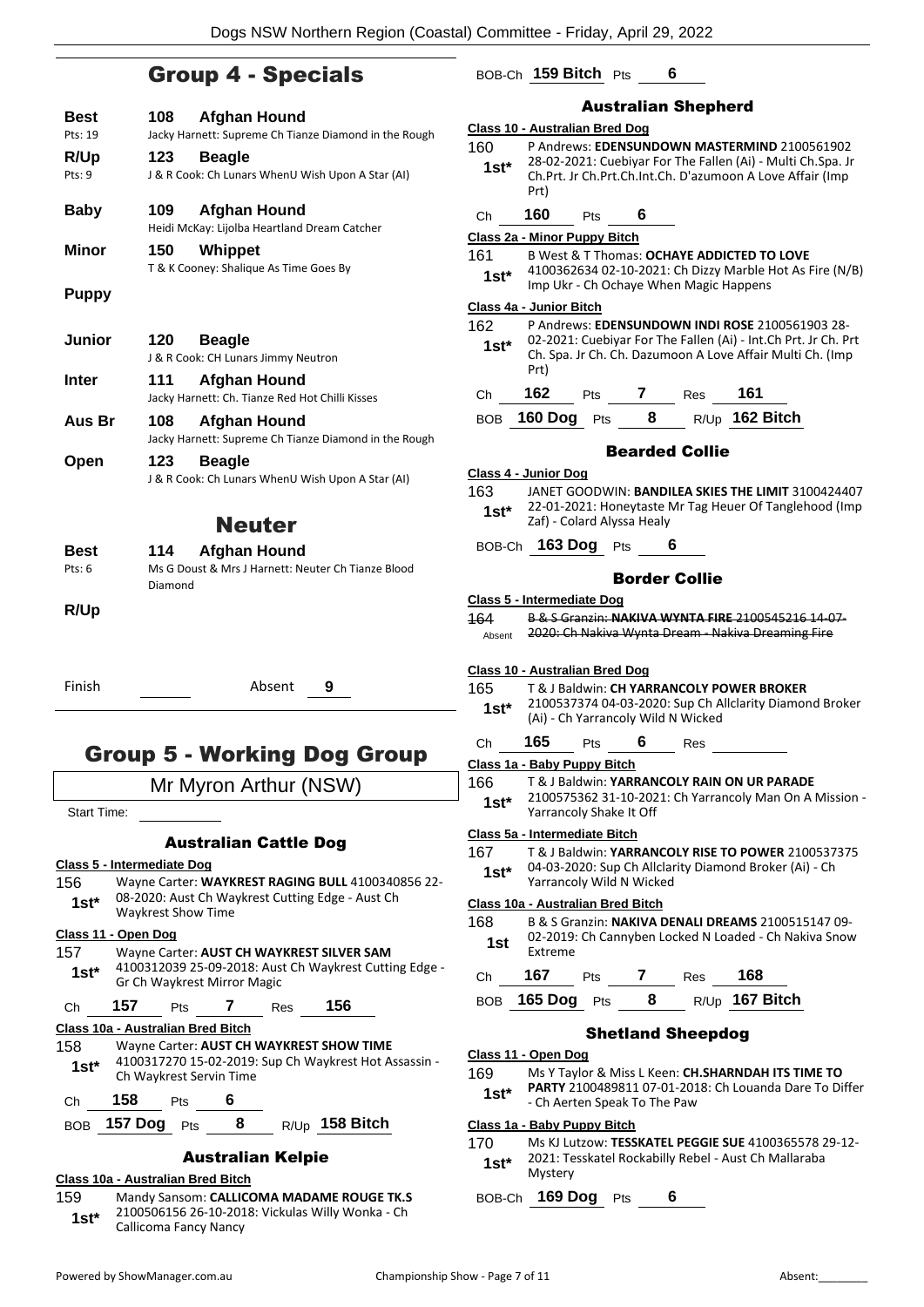## Group 4 - Specials

**Best** 108 **Afghan Hound**
Pts: 19 — Jacky Harnett: Supreme Ch Tianze Diamond in the Rough

**R/Up** 123 **Beagle**
Pts: 9 — J & R Cook: Ch Lunars WhenU Wish Upon A Star (AI)

**Baby** 109 **Afghan Hound**
Heidi McKay: Lijolba Heartland Dream Catcher

**Minor** 150 **Whippet**
T & K Cooney: Shalique As Time Goes By

**Puppy**

**Junior** 120 **Beagle**
J & R Cook: CH Lunars Jimmy Neutron

**Inter** 111 **Afghan Hound**
Jacky Harnett: Ch. Tianze Red Hot Chilli Kisses

**Aus Br** 108 **Afghan Hound**
Jacky Harnett: Supreme Ch Tianze Diamond in the Rough

**Open** 123 **Beagle**
J & R Cook: Ch Lunars WhenU Wish Upon A Star (AI)

## Neuter

**Best** 114 **Afghan Hound**
Pts: 6 — Ms G Doust & Mrs J Harnett: Neuter Ch Tianze Blood Diamond

**R/Up**

Finish ______ Absent **9**

## Group 5 - Working Dog Group

Mr Myron Arthur (NSW)

Start Time: ______

### Australian Cattle Dog

**Class 5 - Intermediate Dog**

156 — Wayne Carter: **WAYKREST RAGING BULL** 4100340856 22-08-2020: Aust Ch Waykrest Cutting Edge - Aust Ch Waykrest Show Time
**1st***

**Class 11 - Open Dog**

157 — Wayne Carter: **AUST CH WAYKREST SILVER SAM** 4100312039 25-09-2018: Aust Ch Waykrest Cutting Edge - Gr Ch Waykrest Mirror Magic
**1st***

Ch **157** Pts **7** Res **156**

**Class 10a - Australian Bred Bitch**

158 — Wayne Carter: **AUST CH WAYKREST SHOW TIME** 4100317270 15-02-2019: Sup Ch Waykrest Hot Assassin - Ch Waykrest Servin Time
**1st***

Ch **158** Pts **6**

BOB **157 Dog** Pts **8** R/Up **158 Bitch**

### Australian Kelpie

**Class 10a - Australian Bred Bitch**

159 — Mandy Sansom: **CALLICOMA MADAME ROUGE TK.S** 2100506156 26-10-2018: Vickulas Willy Wonka - Ch Callicoma Fancy Nancy
**1st***

BOB-Ch **159 Bitch** Pts **6**

### Australian Shepherd

**Class 10 - Australian Bred Dog**

160 — P Andrews: **EDENSUNDOWN MASTERMIND** 2100561902 28-02-2021: Cuebiyar For The Fallen (Ai) - Multi Ch.Spa. Jr Ch.Prt. Jr Ch.Prt.Ch.Int.Ch. D'azumoon A Love Affair (Imp Prt)
**1st***

Ch **160** Pts **6**

**Class 2a - Minor Puppy Bitch**

161 — B West & T Thomas: **OCHAYE ADDICTED TO LOVE** 4100362634 02-10-2021: Ch Dizzy Marble Hot As Fire (N/B) Imp Ukr - Ch Ochaye When Magic Happens
**1st***

**Class 4a - Junior Bitch**

162 — P Andrews: **EDENSUNDOWN INDI ROSE** 2100561903 28-02-2021: Cuebiyar For The Fallen (Ai) - Int.Ch Prt. Jr Ch. Prt Ch. Spa. Jr Ch. Ch. Dazumoon A Love Affair Multi Ch. (Imp Prt)
**1st***

Ch **162** Pts **7** Res **161**

BOB **160 Dog** Pts **8** R/Up **162 Bitch**

### Bearded Collie

**Class 4 - Junior Dog**

163 — JANET GOODWIN: **BANDILEA SKIES THE LIMIT** 3100424407 22-01-2021: Honeytaste Mr Tag Heuer Of Tanglehood (Imp Zaf) - Colard Alyssa Healy
**1st***

BOB-Ch **163 Dog** Pts **6**

### Border Collie

**Class 5 - Intermediate Dog**

~~164 — B & S Granzin: **NAKIVA WYNTA FIRE** 2100545216 14-07-2020: Ch Nakiva Wynta Dream - Nakiva Dreaming Fire~~
Absent

**Class 10 - Australian Bred Dog**

165 — T & J Baldwin: **CH YARRANCOLY POWER BROKER** 2100537374 04-03-2020: Sup Ch Allclarity Diamond Broker (Ai) - Ch Yarrancoly Wild N Wicked
**1st***

Ch **165** Pts **6** Res ______

**Class 1a - Baby Puppy Bitch**

166 — T & J Baldwin: **YARRANCOLY RAIN ON UR PARADE** 2100575362 31-10-2021: Ch Yarrancoly Man On A Mission - Yarrancoly Shake It Off
**1st***

**Class 5a - Intermediate Bitch**

167 — T & J Baldwin: **YARRANCOLY RISE TO POWER** 2100537375 04-03-2020: Sup Ch Allclarity Diamond Broker (Ai) - Ch Yarrancoly Wild N Wicked
**1st***

**Class 10a - Australian Bred Bitch**

168 — B & S Granzin: **NAKIVA DENALI DREAMS** 2100515147 09-02-2019: Ch Cannyben Locked N Loaded - Ch Nakiva Snow Extreme
**1st**

Ch **167** Pts **7** Res **168**

BOB **165 Dog** Pts **8** R/Up **167 Bitch**

### Shetland Sheepdog

**Class 11 - Open Dog**

169 — Ms Y Taylor & Miss L Keen: **CH.SHARNDAH ITS TIME TO PARTY** 2100489811 07-01-2018: Ch Louanda Dare To Differ - Ch Aerten Speak To The Paw
**1st***

**Class 1a - Baby Puppy Bitch**

170 — Ms KJ Lutzow: **TESSKATEL PEGGIE SUE** 4100365578 29-12-2021: Tesskatel Rockabilly Rebel - Aust Ch Mallaraba Mystery
**1st***

BOB-Ch **169 Dog** Pts **6**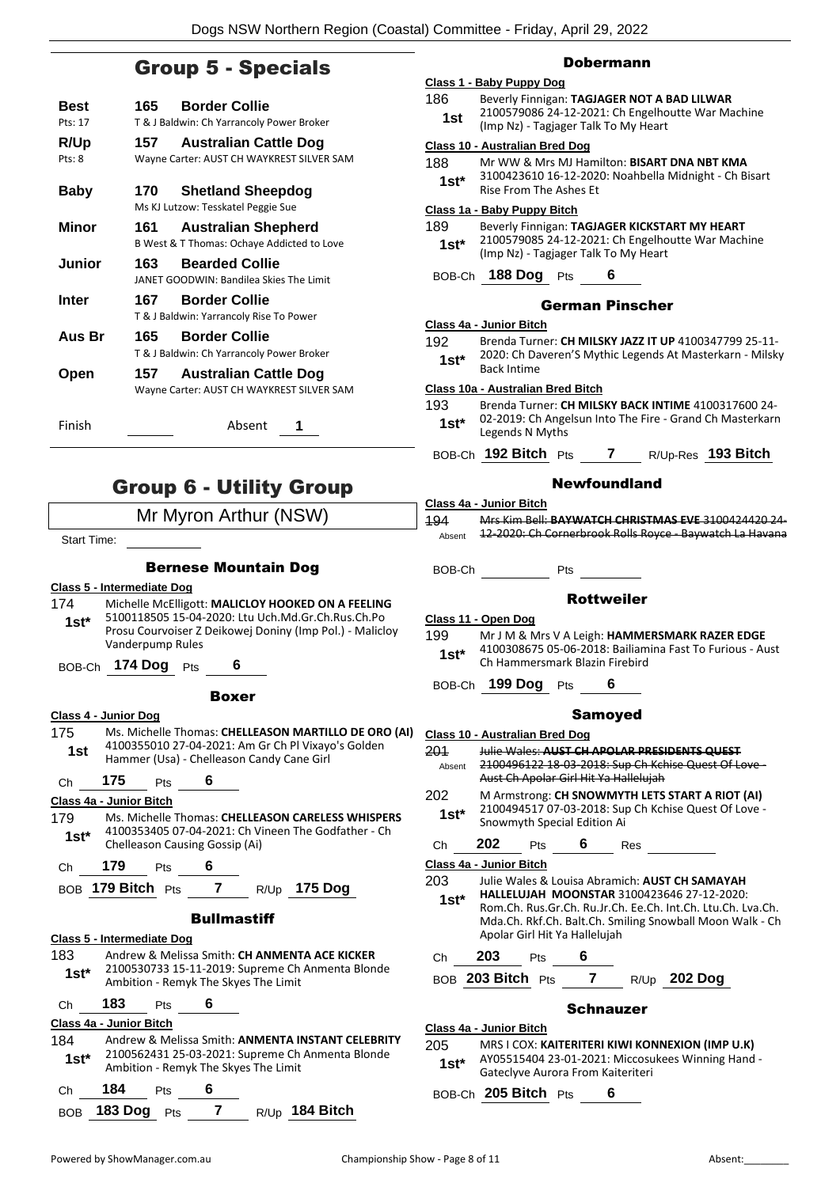## Group 5 - Specials

| | | |
|---|---|---|
| **Best** Pts: 17 | **165** | **Border Collie** T & J Baldwin: Ch Yarrancoly Power Broker |
| **R/Up** Pts: 8 | **157** | **Australian Cattle Dog** Wayne Carter: AUST CH WAYKREST SILVER SAM |
| **Baby** | **170** | **Shetland Sheepdog** Ms KJ Lutzow: Tesskatel Peggie Sue |
| **Minor** | **161** | **Australian Shepherd** B West & T Thomas: Ochaye Addicted to Love |
| **Junior** | **163** | **Bearded Collie** JANET GOODWIN: Bandilea Skies The Limit |
| **Inter** | **167** | **Border Collie** T & J Baldwin: Yarrancoly Rise To Power |
| **Aus Br** | **165** | **Border Collie** T & J Baldwin: Ch Yarrancoly Power Broker |
| **Open** | **157** | **Australian Cattle Dog** Wayne Carter: AUST CH WAYKREST SILVER SAM |

Finish ______ Absent **1**

## Group 6 - Utility Group

Mr Myron Arthur (NSW)

Start Time: ______

### Bernese Mountain Dog

**Class 5 - Intermediate Dog**

174 **1st*** Michelle McElligott: **MALICLOY HOOKED ON A FEELING** 5100118505 15-04-2020: Ltu Uch.Md.Gr.Ch.Rus.Ch.Po Prosu Courvoiser Z Deikowej Doniny (Imp Pol.) - Malicloy Vanderpump Rules

BOB-Ch **174 Dog** Pts **6**

### Boxer

**Class 4 - Junior Dog**

175 **1st** Ms. Michelle Thomas: **CHELLEASON MARTILLO DE ORO (AI)** 4100355010 27-04-2021: Am Gr Ch Pl Vixayo's Golden Hammer (Usa) - Chelleason Candy Cane Girl

Ch **175** Pts **6**

**Class 4a - Junior Bitch**

179 **1st*** Ms. Michelle Thomas: **CHELLEASON CARELESS WHISPERS** 4100353405 07-04-2021: Ch Vineen The Godfather - Ch Chelleason Causing Gossip (Ai)

Ch **179** Pts **6**

BOB **179 Bitch** Pts **7** R/Up **175 Dog**

### Bullmastiff

**Class 5 - Intermediate Dog**

183 **1st*** Andrew & Melissa Smith: **CH ANMENTA ACE KICKER** 2100530733 15-11-2019: Supreme Ch Anmenta Blonde Ambition - Remyk The Skyes The Limit

Ch **183** Pts **6**

**Class 4a - Junior Bitch**

184 **1st*** Andrew & Melissa Smith: **ANMENTA INSTANT CELEBRITY** 2100562431 25-03-2021: Supreme Ch Anmenta Blonde Ambition - Remyk The Skyes The Limit

Ch **184** Pts **6**

BOB **183 Dog** Pts **7** R/Up **184 Bitch**

### Dobermann

**Class 1 - Baby Puppy Dog**

186 **1st** Beverly Finnigan: **TAGJAGER NOT A BAD LILWAR** 2100579086 24-12-2021: Ch Engelhoutte War Machine (Imp Nz) - Tagjager Talk To My Heart

**Class 10 - Australian Bred Dog**

188 **1st*** Mr WW & Mrs MJ Hamilton: **BISART DNA NBT KMA** 3100423610 16-12-2020: Noahbella Midnight - Ch Bisart Rise From The Ashes Et

**Class 1a - Baby Puppy Bitch**

189 **1st*** Beverly Finnigan: **TAGJAGER KICKSTART MY HEART** 2100579085 24-12-2021: Ch Engelhoutte War Machine (Imp Nz) - Tagjager Talk To My Heart

BOB-Ch **188 Dog** Pts **6**

### German Pinscher

**Class 4a - Junior Bitch**

192 **1st*** Brenda Turner: **CH MILSKY JAZZ IT UP** 4100347799 25-11-2020: Ch Daveren'S Mythic Legends At Masterkarn - Milsky Back Intime

**Class 10a - Australian Bred Bitch**

193 **1st*** Brenda Turner: **CH MILSKY BACK INTIME** 4100317600 24-02-2019: Ch Angelsun Into The Fire - Grand Ch Masterkarn Legends N Myths

BOB-Ch **192 Bitch** Pts **7** R/Up-Res **193 Bitch**

### Newfoundland

**Class 4a - Junior Bitch**

194 Absent ~~Mrs Kim Bell: **BAYWATCH CHRISTMAS EVE** 3100424420 24-12-2020: Ch Cornerbrook Rolls Royce - Baywatch La Havana~~

BOB-Ch ______ Pts ______

### Rottweiler

**Class 11 - Open Dog**

199 **1st*** Mr J M & Mrs V A Leigh: **HAMMERSMARK RAZER EDGE** 4100308675 05-06-2018: Bailiamina Fast To Furious - Aust Ch Hammersmark Blazin Firebird

BOB-Ch **199 Dog** Pts **6**

### Samoyed

**Class 10 - Australian Bred Dog**

201 Absent ~~Julie Wales: **AUST CH APOLAR PRESIDENTS QUEST** 2100496122 18-03-2018: Sup Ch Kchise Quest Of Love - Aust Ch Apolar Girl Hit Ya Hallelujah~~

202 **1st*** M Armstrong: **CH SNOWMYTH LETS START A RIOT (AI)** 2100494517 07-03-2018: Sup Ch Kchise Quest Of Love - Snowmyth Special Edition Ai

Ch **202** Pts **6** Res ______

**Class 4a - Junior Bitch**

203 **1st*** Julie Wales & Louisa Abramich: **AUST CH SAMAYAH HALLELUJAH MOONSTAR** 3100423646 27-12-2020: Rom.Ch. Rus.Gr.Ch. Ru.Jr.Ch. Ee.Ch. Int.Ch. Ltu.Ch. Lva.Ch. Mda.Ch. Rkf.Ch. Balt.Ch. Smiling Snowball Moon Walk - Ch Apolar Girl Hit Ya Hallelujah

Ch **203** Pts **6**

BOB **203 Bitch** Pts **7** R/Up **202 Dog**

### Schnauzer

**Class 4a - Junior Bitch**

205 **1st*** MRS I COX: **KAITERITERI KIWI KONNEXION (IMP U.K)** AY05515404 23-01-2021: Miccosukees Winning Hand - Gateclyve Aurora From Kaiteriteri

BOB-Ch **205 Bitch** Pts **6**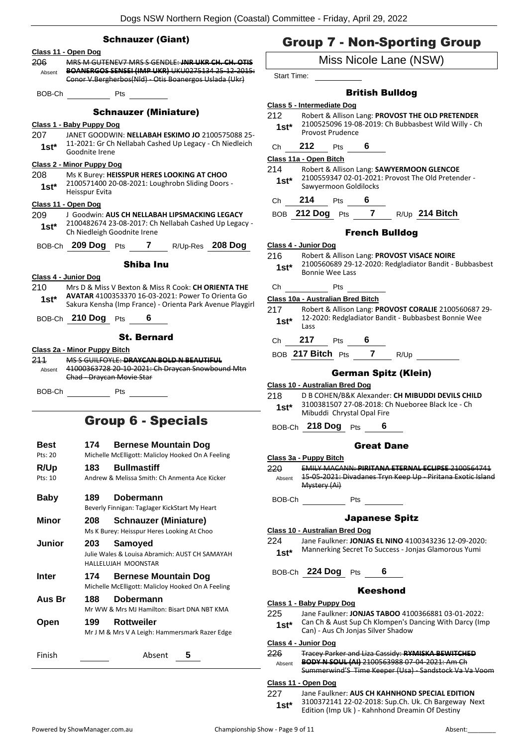## Schnauzer (Giant)

**Class 11 - Open Dog**

206 Absent — ~~MRS M GUTENEV7 MRS S GENDLE: **JNR UKR CH. CH. OTIS BOANERGOS SENSEI (IMP UKR)** UKU0275134 25-12-2015: Conor V.Bergherbos(Nld) - Otis Boanergos Uslada (Ukr)~~

BOB-Ch ______ Pts ______

## Schnauzer (Miniature)

**Class 1 - Baby Puppy Dog**

207 1st* — JANET GOODWIN: **NELLABAH ESKIMO JO** 2100575088 25-11-2021: Gr Ch Nellabah Cashed Up Legacy - Ch Niedleich Goodnite Irene

**Class 2 - Minor Puppy Dog**

208 1st* — Ms K Burey: **HEISSPUR HERES LOOKING AT CHOO** 2100571400 20-08-2021: Loughrobn Sliding Doors - Heisspur Evita

**Class 11 - Open Dog**

209 1st* — J Goodwin: **AUS CH NELLABAH LIPSMACKING LEGACY** 2100482674 23-08-2017: Ch Nellabah Cashed Up Legacy - Ch Niedleigh Goodnite Irene

BOB-Ch **209 Dog** Pts **7** R/Up-Res **208 Dog**

## Shiba Inu

**Class 4 - Junior Dog**

210 1st* — Mrs D & Miss V Bexton & Miss R Cook: **CH ORIENTA THE AVATAR** 4100353370 16-03-2021: Power To Orienta Go Sakura Kensha (Imp France) - Orienta Park Avenue Playgirl

BOB-Ch **210 Dog** Pts **6**

## St. Bernard

**Class 2a - Minor Puppy Bitch**

211 Absent — ~~MS S GUILFOYLE: **DRAYCAN BOLD N BEAUTIFUL** 41000363728 20-10-2021: Ch Draycan Snowbound Mtn Chad - Draycan Movie Star~~

BOB-Ch ______ Pts ______

# Group 6 - Specials

| | | |
|---|---|---|
| **Best** (Pts: 20) | **174** | **Bernese Mountain Dog** — Michelle McElligott: Malicloy Hooked On A Feeling |
| **R/Up** (Pts: 10) | **183** | **Bullmastiff** — Andrew & Melissa Smith: Ch Anmenta Ace Kicker |
| **Baby** | **189** | **Dobermann** — Beverly Finnigan: TagJager KickStart My Heart |
| **Minor** | **208** | **Schnauzer (Miniature)** — Ms K Burey: Heisspur Heres Looking At Choo |
| **Junior** | **203** | **Samoyed** — Julie Wales & Louisa Abramich: AUST CH SAMAYAH HALLELUJAH MOONSTAR |
| **Inter** | **174** | **Bernese Mountain Dog** — Michelle McElligott: Malicloy Hooked On A Feeling |
| **Aus Br** | **188** | **Dobermann** — Mr WW & Mrs MJ Hamilton: Bisart DNA NBT KMA |
| **Open** | **199** | **Rottweiler** — Mr J M & Mrs V A Leigh: Hammersmark Razer Edge |

Finish ______ Absent **5**

# Group 7 - Non-Sporting Group

Miss Nicole Lane (NSW)

Start Time: ______

## British Bulldog

**Class 5 - Intermediate Dog**

212 1st* — Robert & Allison Lang: **PROVOST THE OLD PRETENDER** 2100525096 19-08-2019: Ch Bubbasbest Wild Willy - Ch Provost Prudence

Ch **212** Pts **6**

**Class 11a - Open Bitch**

214 1st* — Robert & Allison Lang: **SAWYERMOON GLENCOE** 2100559347 02-01-2021: Provost The Old Pretender - Sawyermoon Goldilocks

Ch **214** Pts **6**

BOB **212 Dog** Pts **7** R/Up **214 Bitch**

## French Bulldog

**Class 4 - Junior Dog**

216 1st* — Robert & Allison Lang: **PROVOST VISACE NOIRE** 2100560689 29-12-2020: Redgladiator Bandit - Bubbasbest Bonnie Wee Lass

Ch ______ Pts ______

**Class 10a - Australian Bred Bitch**

217 1st* — Robert & Allison Lang: **PROVOST CORALIE** 2100560687 29-12-2020: Redgladiator Bandit - Bubbasbest Bonnie Wee Lass

Ch **217** Pts **6**

BOB **217 Bitch** Pts **7** R/Up ______

## German Spitz (Klein)

**Class 10 - Australian Bred Dog**

218 1st* — D B COHEN/B&K Alexander: **CH MIBUDDI DEVILS CHILD** 3100381507 27-08-2018: Ch Nueboree Black Ice - Ch Mibuddi Chrystal Opal Fire

BOB-Ch **218 Dog** Pts **6**

## Great Dane

**Class 3a - Puppy Bitch**

220 Absent — ~~EMILY MACANN: **PIRITANA ETERNAL ECLIPSE** 2100564741 15-05-2021: Divadanes Tryn Keep Up - Piritana Exotic Island Mystery (Ai)~~

BOB-Ch ______ Pts ______

## Japanese Spitz

**Class 10 - Australian Bred Dog**

224 1st* — Jane Faulkner: **JONJAS EL NINO** 4100343236 12-09-2020: Mannerking Secret To Success - Jonjas Glamorous Yumi

BOB-Ch **224 Dog** Pts **6**

## Keeshond

**Class 1 - Baby Puppy Dog**

225 1st* — Jane Faulkner: **JONJAS TABOO** 4100366881 03-01-2022: Can Ch & Aust Sup Ch Klompen's Dancing With Darcy (Imp Can) - Aus Ch Jonjas Silver Shadow

**Class 4 - Junior Dog**

226 Absent — ~~Tracey Parker and Liza Cassidy: **RYMISKA BEWITCHED BODY N SOUL (AI)** 2100563988 07-04-2021: Am Ch Summerwind'S Time Keeper (Usa) - Sandstock Va Va Voom~~

**Class 11 - Open Dog**

227 1st* — Jane Faulkner: **AUS CH KAHNHOND SPECIAL EDITION** 3100372141 22-02-2018: Sup.Ch. Uk. Ch Bargeway Next Edition (Imp Uk ) - Kahnhond Dreamin Of Destiny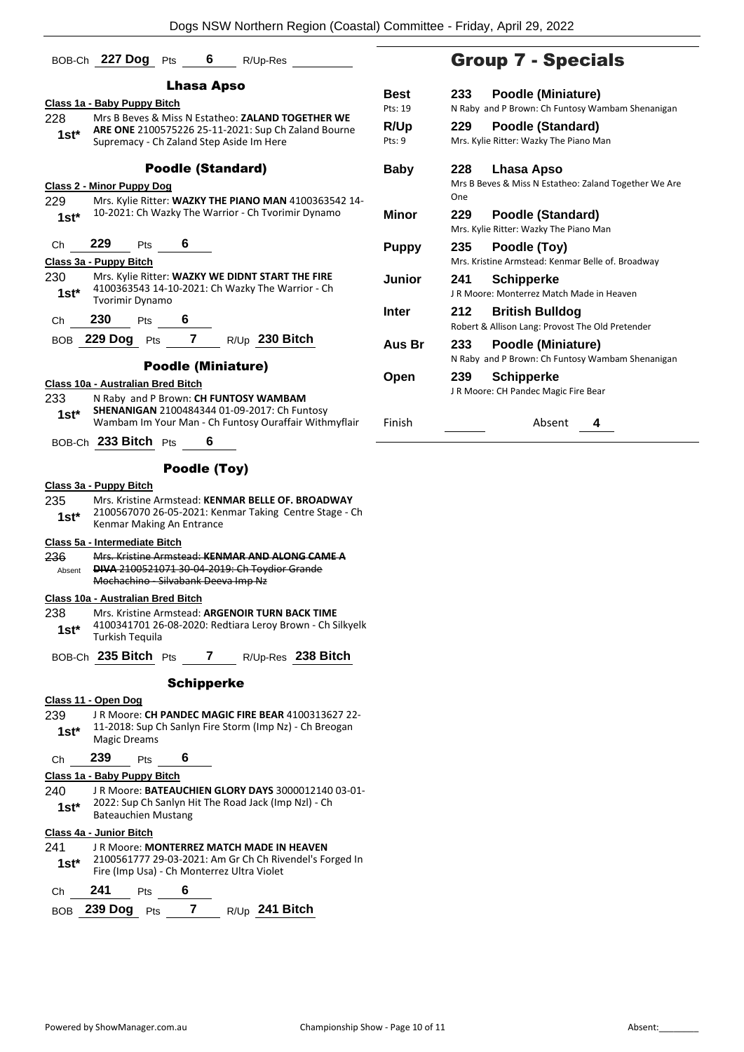BOB-Ch **227 Dog** Pts **6** R/Up-Res

### Lhasa Apso

**Class 1a - Baby Puppy Bitch**

228 **1st*** Mrs B Beves & Miss N Estatheo: **ZALAND TOGETHER WE ARE ONE** 2100575226 25-11-2021: Sup Ch Zaland Bourne Supremacy - Ch Zaland Step Aside Im Here

### Poodle (Standard)

**Class 2 - Minor Puppy Dog**

229 **1st*** Mrs. Kylie Ritter: **WAZKY THE PIANO MAN** 4100363542 14-10-2021: Ch Wazky The Warrior - Ch Tvorimir Dynamo

Ch **229** Pts **6**

**Class 3a - Puppy Bitch**

230 **1st*** Mrs. Kylie Ritter: **WAZKY WE DIDNT START THE FIRE** 4100363543 14-10-2021: Ch Wazky The Warrior - Ch Tvorimir Dynamo

Ch **230** Pts **6**

BOB **229 Dog** Pts **7** R/Up **230 Bitch**

### Poodle (Miniature)

**Class 10a - Australian Bred Bitch**

233 **1st*** N Raby and P Brown: **CH FUNTOSY WAMBAM SHENANIGAN** 2100484344 01-09-2017: Ch Funtosy Wambam Im Your Man - Ch Funtosy Ouraffair Withmyflair

BOB-Ch **233 Bitch** Pts **6**

### Poodle (Toy)

**Class 3a - Puppy Bitch**

235 **1st*** Mrs. Kristine Armstead: **KENMAR BELLE OF. BROADWAY** 2100567070 26-05-2021: Kenmar Taking Centre Stage - Ch Kenmar Making An Entrance

**Class 5a - Intermediate Bitch**

~~236~~ Absent ~~Mrs. Kristine Armstead: **KENMAR AND ALONG CAME A DIVA** 2100521071 30-04-2019: Ch Toydior Grande Mochachino - Silvabank Deeva Imp Nz~~

**Class 10a - Australian Bred Bitch**

238 **1st*** Mrs. Kristine Armstead: **ARGENOIR TURN BACK TIME** 4100341701 26-08-2020: Redtiara Leroy Brown - Ch Silkyelk Turkish Tequila

BOB-Ch **235 Bitch** Pts **7** R/Up-Res **238 Bitch**

### Schipperke

**Class 11 - Open Dog**

239 **1st*** J R Moore: **CH PANDEC MAGIC FIRE BEAR** 4100313627 22-11-2018: Sup Ch Sanlyn Fire Storm (Imp Nz) - Ch Breogan Magic Dreams

Ch **239** Pts **6**

**Class 1a - Baby Puppy Bitch**

240 **1st*** J R Moore: **BATEAUCHIEN GLORY DAYS** 3000012140 03-01-2022: Sup Ch Sanlyn Hit The Road Jack (Imp Nzl) - Ch Bateauchien Mustang

**Class 4a - Junior Bitch**

241 **1st*** J R Moore: **MONTERREZ MATCH MADE IN HEAVEN** 2100561777 29-03-2021: Am Gr Ch Ch Rivendel's Forged In Fire (Imp Usa) - Ch Monterrez Ultra Violet

Ch **241** Pts **6**

BOB **239 Dog** Pts **7** R/Up **241 Bitch**

## Group 7 - Specials

| | | |
|---|---|---|
| **Best** Pts: 19 | **233** | **Poodle (Miniature)** N Raby and P Brown: Ch Funtosy Wambam Shenanigan |
| **R/Up** Pts: 9 | **229** | **Poodle (Standard)** Mrs. Kylie Ritter: Wazky The Piano Man |
| **Baby** | **228** | **Lhasa Apso** Mrs B Beves & Miss N Estatheo: Zaland Together We Are One |
| **Minor** | **229** | **Poodle (Standard)** Mrs. Kylie Ritter: Wazky The Piano Man |
| **Puppy** | **235** | **Poodle (Toy)** Mrs. Kristine Armstead: Kenmar Belle of. Broadway |
| **Junior** | **241** | **Schipperke** J R Moore: Monterrez Match Made in Heaven |
| **Inter** | **212** | **British Bulldog** Robert & Allison Lang: Provost The Old Pretender |
| **Aus Br** | **233** | **Poodle (Miniature)** N Raby and P Brown: Ch Funtosy Wambam Shenanigan |
| **Open** | **239** | **Schipperke** J R Moore: CH Pandec Magic Fire Bear |

Finish ______ Absent **4**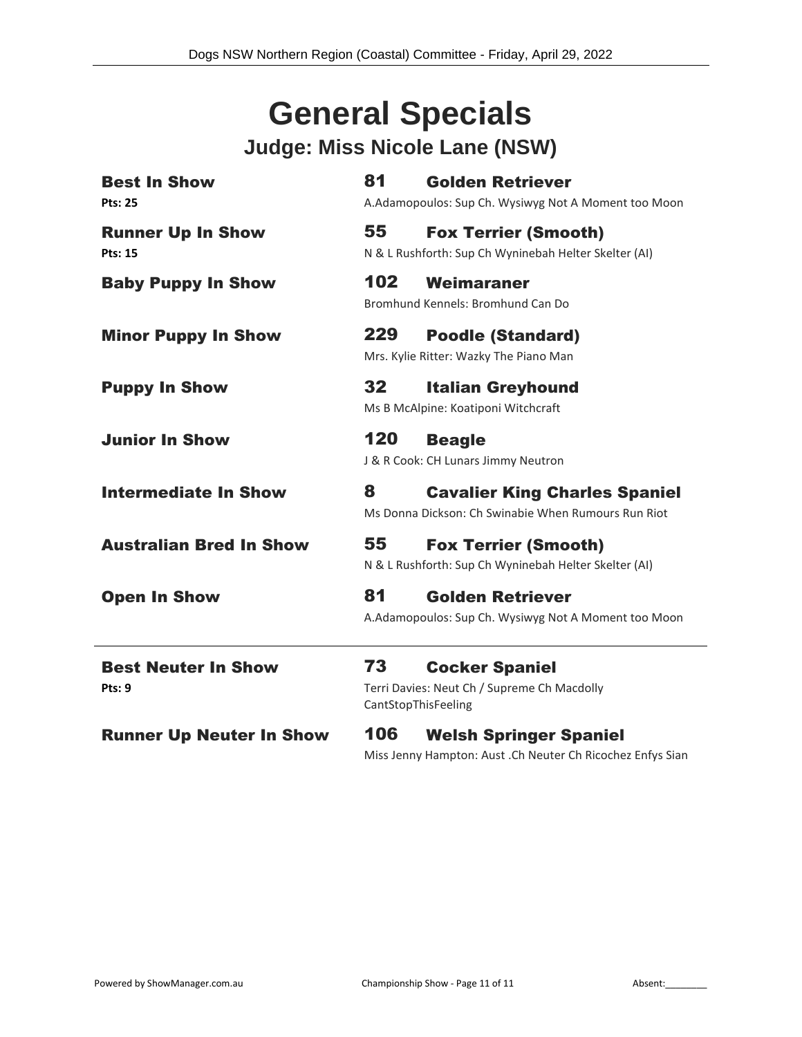# General Specials

## Judge: Miss Nicole Lane (NSW)

| | | | |
|---|---|---|---|
| **Best In Show**<br>**Pts: 25** | **81** | **Golden Retriever** | A.Adamopoulos: Sup Ch. Wysiwyg Not A Moment too Moon |
| **Runner Up In Show**<br>**Pts: 15** | **55** | **Fox Terrier (Smooth)** | N & L Rushforth: Sup Ch Wyninebah Helter Skelter (AI) |
| **Baby Puppy In Show** | **102** | **Weimaraner** | Bromhund Kennels: Bromhund Can Do |
| **Minor Puppy In Show** | **229** | **Poodle (Standard)** | Mrs. Kylie Ritter: Wazky The Piano Man |
| **Puppy In Show** | **32** | **Italian Greyhound** | Ms B McAlpine: Koatiponi Witchcraft |
| **Junior In Show** | **120** | **Beagle** | J & R Cook: CH Lunars Jimmy Neutron |
| **Intermediate In Show** | **8** | **Cavalier King Charles Spaniel** | Ms Donna Dickson: Ch Swinabie When Rumours Run Riot |
| **Australian Bred In Show** | **55** | **Fox Terrier (Smooth)** | N & L Rushforth: Sup Ch Wyninebah Helter Skelter (AI) |
| **Open In Show** | **81** | **Golden Retriever** | A.Adamopoulos: Sup Ch. Wysiwyg Not A Moment too Moon |

---

| | | | |
|---|---|---|---|
| **Best Neuter In Show**<br>**Pts: 9** | **73** | **Cocker Spaniel** | Terri Davies: Neut Ch / Supreme Ch Macdolly CantStopThisFeeling |
| **Runner Up Neuter In Show** | **106** | **Welsh Springer Spaniel** | Miss Jenny Hampton: Aust .Ch Neuter Ch Ricochez Enfys Sian |